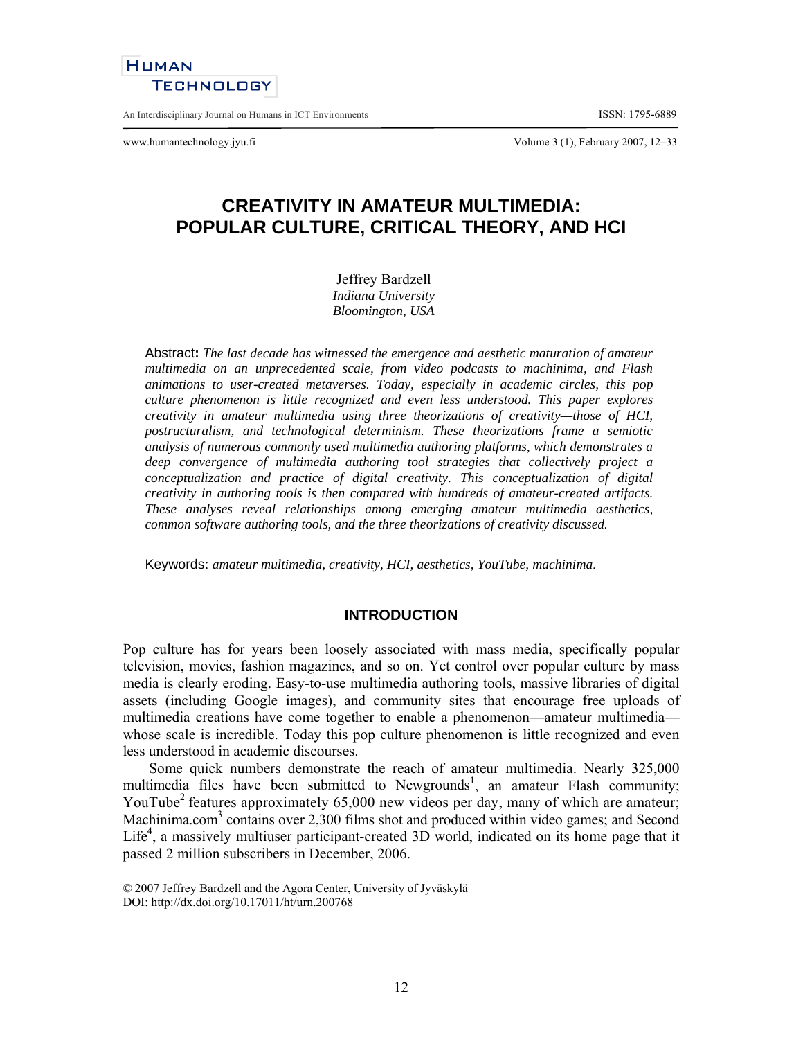# CREATIVITY IN AMATEUR MULTIMEDIA: POPULAR CULTURE, CRITICAL THEORY, AND HCI

Jeffrey Bardzell
*Indiana University*
*Bloomington, USA*

Abstract: *The last decade has witnessed the emergence and aesthetic maturation of amateur multimedia on an unprecedented scale, from video podcasts to machinima, and Flash animations to user-created metaverses. Today, especially in academic circles, this pop culture phenomenon is little recognized and even less understood. This paper explores creativity in amateur multimedia using three theorizations of creativity—those of HCI, postructuralism, and technological determinism. These theorizations frame a semiotic analysis of numerous commonly used multimedia authoring platforms, which demonstrates a deep convergence of multimedia authoring tool strategies that collectively project a conceptualization and practice of digital creativity. This conceptualization of digital creativity in authoring tools is then compared with hundreds of amateur-created artifacts. These analyses reveal relationships among emerging amateur multimedia aesthetics, common software authoring tools, and the three theorizations of creativity discussed.*

Keywords: *amateur multimedia, creativity, HCI, aesthetics, YouTube, machinima.*

## INTRODUCTION

Pop culture has for years been loosely associated with mass media, specifically popular television, movies, fashion magazines, and so on. Yet control over popular culture by mass media is clearly eroding. Easy-to-use multimedia authoring tools, massive libraries of digital assets (including Google images), and community sites that encourage free uploads of multimedia creations have come together to enable a phenomenon—amateur multimedia—whose scale is incredible. Today this pop culture phenomenon is little recognized and even less understood in academic discourses.

Some quick numbers demonstrate the reach of amateur multimedia. Nearly 325,000 multimedia files have been submitted to Newgrounds[1], an amateur Flash community; YouTube[2] features approximately 65,000 new videos per day, many of which are amateur; Machinima.com[3] contains over 2,300 films shot and produced within video games; and Second Life[4], a massively multiuser participant-created 3D world, indicated on its home page that it passed 2 million subscribers in December, 2006.

---

© 2007 Jeffrey Bardzell and the Agora Center, University of Jyväskylä
DOI: http://dx.doi.org/10.17011/ht/urn.200768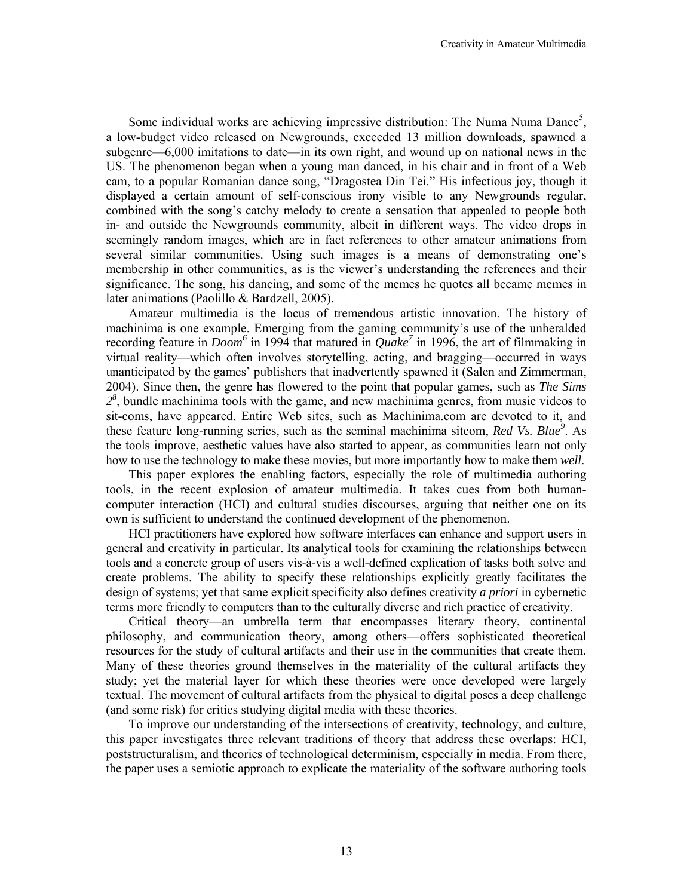Some individual works are achieving impressive distribution: The Numa Numa Dance[5], a low-budget video released on Newgrounds, exceeded 13 million downloads, spawned a subgenre—6,000 imitations to date—in its own right, and wound up on national news in the US. The phenomenon began when a young man danced, in his chair and in front of a Web cam, to a popular Romanian dance song, "Dragostea Din Tei." His infectious joy, though it displayed a certain amount of self-conscious irony visible to any Newgrounds regular, combined with the song's catchy melody to create a sensation that appealed to people both in- and outside the Newgrounds community, albeit in different ways. The video drops in seemingly random images, which are in fact references to other amateur animations from several similar communities. Using such images is a means of demonstrating one's membership in other communities, as is the viewer's understanding the references and their significance. The song, his dancing, and some of the memes he quotes all became memes in later animations (Paolillo & Bardzell, 2005).

Amateur multimedia is the locus of tremendous artistic innovation. The history of machinima is one example. Emerging from the gaming community's use of the unheralded recording feature in *Doom*[6] in 1994 that matured in *Quake*[7] in 1996, the art of filmmaking in virtual reality—which often involves storytelling, acting, and bragging—occurred in ways unanticipated by the games' publishers that inadvertently spawned it (Salen and Zimmerman, 2004). Since then, the genre has flowered to the point that popular games, such as *The Sims 2*[8], bundle machinima tools with the game, and new machinima genres, from music videos to sit-coms, have appeared. Entire Web sites, such as Machinima.com are devoted to it, and these feature long-running series, such as the seminal machinima sitcom, *Red Vs. Blue*[9]. As the tools improve, aesthetic values have also started to appear, as communities learn not only how to use the technology to make these movies, but more importantly how to make them *well*.

This paper explores the enabling factors, especially the role of multimedia authoring tools, in the recent explosion of amateur multimedia. It takes cues from both human-computer interaction (HCI) and cultural studies discourses, arguing that neither one on its own is sufficient to understand the continued development of the phenomenon.

HCI practitioners have explored how software interfaces can enhance and support users in general and creativity in particular. Its analytical tools for examining the relationships between tools and a concrete group of users vis-à-vis a well-defined explication of tasks both solve and create problems. The ability to specify these relationships explicitly greatly facilitates the design of systems; yet that same explicit specificity also defines creativity *a priori* in cybernetic terms more friendly to computers than to the culturally diverse and rich practice of creativity.

Critical theory—an umbrella term that encompasses literary theory, continental philosophy, and communication theory, among others—offers sophisticated theoretical resources for the study of cultural artifacts and their use in the communities that create them. Many of these theories ground themselves in the materiality of the cultural artifacts they study; yet the material layer for which these theories were once developed were largely textual. The movement of cultural artifacts from the physical to digital poses a deep challenge (and some risk) for critics studying digital media with these theories.

To improve our understanding of the intersections of creativity, technology, and culture, this paper investigates three relevant traditions of theory that address these overlaps: HCI, poststructuralism, and theories of technological determinism, especially in media. From there, the paper uses a semiotic approach to explicate the materiality of the software authoring tools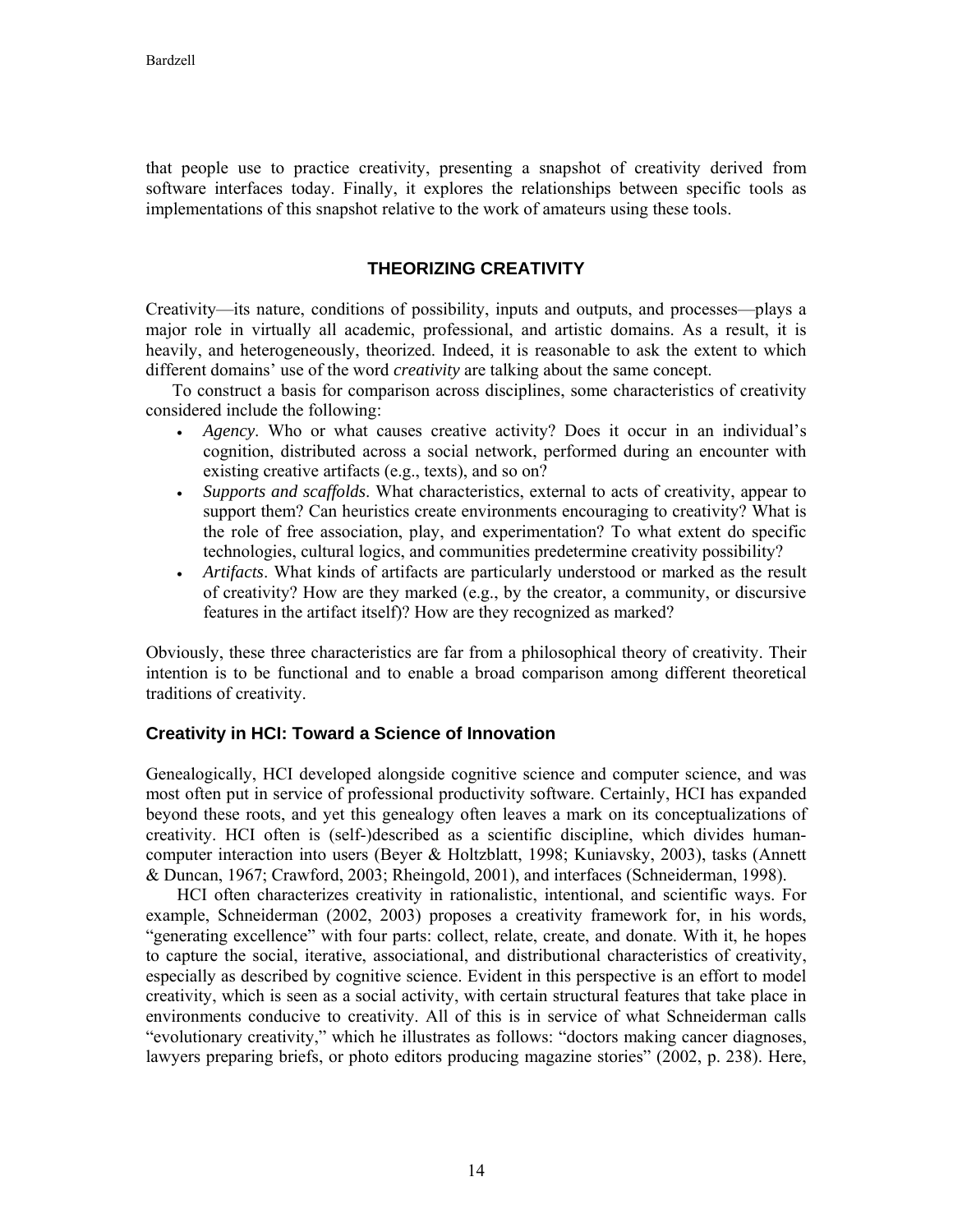that people use to practice creativity, presenting a snapshot of creativity derived from software interfaces today. Finally, it explores the relationships between specific tools as implementations of this snapshot relative to the work of amateurs using these tools.

## THEORIZING CREATIVITY

Creativity—its nature, conditions of possibility, inputs and outputs, and processes—plays a major role in virtually all academic, professional, and artistic domains. As a result, it is heavily, and heterogeneously, theorized. Indeed, it is reasonable to ask the extent to which different domains' use of the word *creativity* are talking about the same concept.

To construct a basis for comparison across disciplines, some characteristics of creativity considered include the following:

- *Agency*. Who or what causes creative activity? Does it occur in an individual's cognition, distributed across a social network, performed during an encounter with existing creative artifacts (e.g., texts), and so on?
- *Supports and scaffolds*. What characteristics, external to acts of creativity, appear to support them? Can heuristics create environments encouraging to creativity? What is the role of free association, play, and experimentation? To what extent do specific technologies, cultural logics, and communities predetermine creativity possibility?
- *Artifacts*. What kinds of artifacts are particularly understood or marked as the result of creativity? How are they marked (e.g., by the creator, a community, or discursive features in the artifact itself)? How are they recognized as marked?

Obviously, these three characteristics are far from a philosophical theory of creativity. Their intention is to be functional and to enable a broad comparison among different theoretical traditions of creativity.

### Creativity in HCI: Toward a Science of Innovation

Genealogically, HCI developed alongside cognitive science and computer science, and was most often put in service of professional productivity software. Certainly, HCI has expanded beyond these roots, and yet this genealogy often leaves a mark on its conceptualizations of creativity. HCI often is (self-)described as a scientific discipline, which divides human-computer interaction into users (Beyer & Holtzblatt, 1998; Kuniavsky, 2003), tasks (Annett & Duncan, 1967; Crawford, 2003; Rheingold, 2001), and interfaces (Schneiderman, 1998).

HCI often characterizes creativity in rationalistic, intentional, and scientific ways. For example, Schneiderman (2002, 2003) proposes a creativity framework for, in his words, "generating excellence" with four parts: collect, relate, create, and donate. With it, he hopes to capture the social, iterative, associational, and distributional characteristics of creativity, especially as described by cognitive science. Evident in this perspective is an effort to model creativity, which is seen as a social activity, with certain structural features that take place in environments conducive to creativity. All of this is in service of what Schneiderman calls "evolutionary creativity," which he illustrates as follows: "doctors making cancer diagnoses, lawyers preparing briefs, or photo editors producing magazine stories" (2002, p. 238). Here,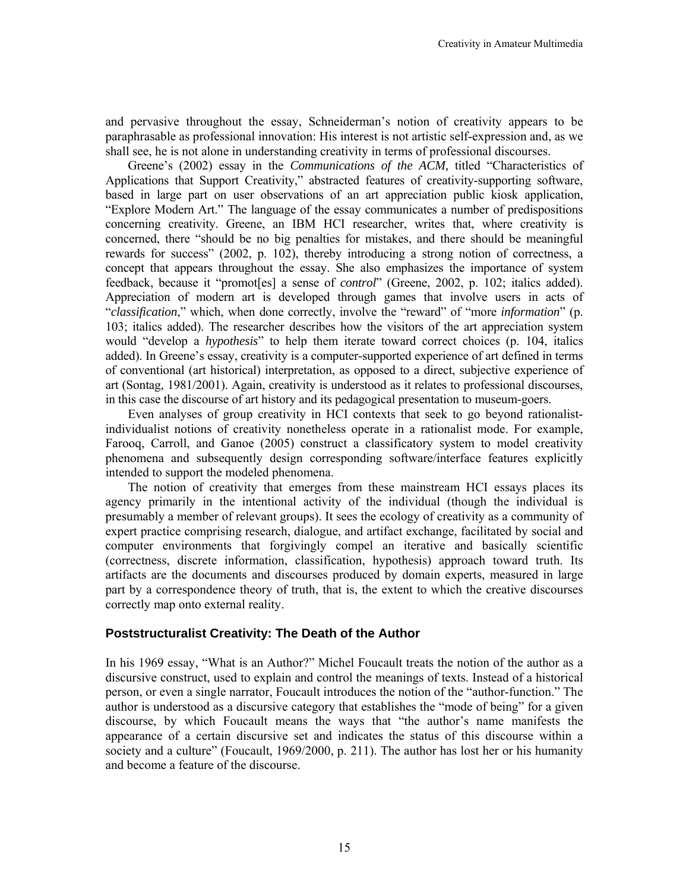and pervasive throughout the essay, Schneiderman's notion of creativity appears to be paraphrasable as professional innovation: His interest is not artistic self-expression and, as we shall see, he is not alone in understanding creativity in terms of professional discourses.

Greene's (2002) essay in the *Communications of the ACM,* titled "Characteristics of Applications that Support Creativity," abstracted features of creativity-supporting software, based in large part on user observations of an art appreciation public kiosk application, "Explore Modern Art." The language of the essay communicates a number of predispositions concerning creativity. Greene, an IBM HCI researcher, writes that, where creativity is concerned, there "should be no big penalties for mistakes, and there should be meaningful rewards for success" (2002, p. 102), thereby introducing a strong notion of correctness, a concept that appears throughout the essay. She also emphasizes the importance of system feedback, because it "promot[es] a sense of *control*" (Greene, 2002, p. 102; italics added). Appreciation of modern art is developed through games that involve users in acts of "*classification*," which, when done correctly, involve the "reward" of "more *information*" (p. 103; italics added). The researcher describes how the visitors of the art appreciation system would "develop a *hypothesis*" to help them iterate toward correct choices (p. 104, italics added). In Greene's essay, creativity is a computer-supported experience of art defined in terms of conventional (art historical) interpretation, as opposed to a direct, subjective experience of art (Sontag, 1981/2001). Again, creativity is understood as it relates to professional discourses, in this case the discourse of art history and its pedagogical presentation to museum-goers.

Even analyses of group creativity in HCI contexts that seek to go beyond rationalist-individualist notions of creativity nonetheless operate in a rationalist mode. For example, Farooq, Carroll, and Ganoe (2005) construct a classificatory system to model creativity phenomena and subsequently design corresponding software/interface features explicitly intended to support the modeled phenomena.

The notion of creativity that emerges from these mainstream HCI essays places its agency primarily in the intentional activity of the individual (though the individual is presumably a member of relevant groups). It sees the ecology of creativity as a community of expert practice comprising research, dialogue, and artifact exchange, facilitated by social and computer environments that forgivingly compel an iterative and basically scientific (correctness, discrete information, classification, hypothesis) approach toward truth. Its artifacts are the documents and discourses produced by domain experts, measured in large part by a correspondence theory of truth, that is, the extent to which the creative discourses correctly map onto external reality.

### Poststructuralist Creativity: The Death of the Author

In his 1969 essay, "What is an Author?" Michel Foucault treats the notion of the author as a discursive construct, used to explain and control the meanings of texts. Instead of a historical person, or even a single narrator, Foucault introduces the notion of the "author-function." The author is understood as a discursive category that establishes the "mode of being" for a given discourse, by which Foucault means the ways that "the author's name manifests the appearance of a certain discursive set and indicates the status of this discourse within a society and a culture" (Foucault, 1969/2000, p. 211). The author has lost her or his humanity and become a feature of the discourse.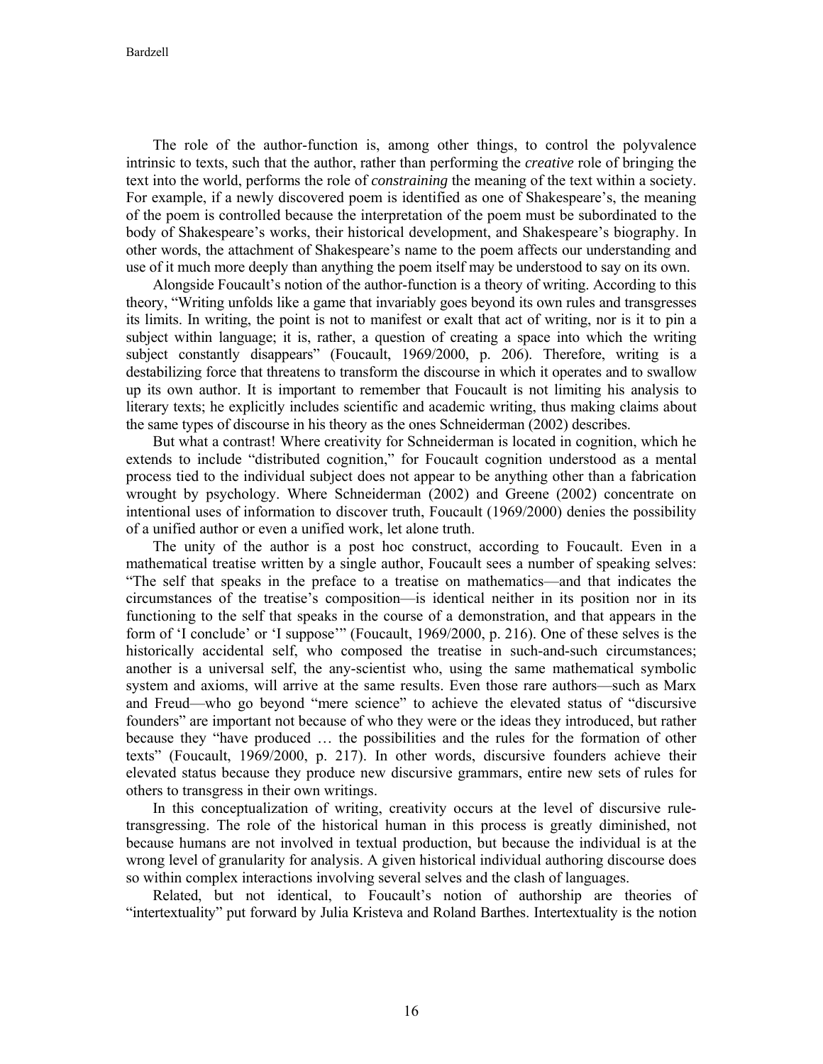The role of the author-function is, among other things, to control the polyvalence intrinsic to texts, such that the author, rather than performing the *creative* role of bringing the text into the world, performs the role of *constraining* the meaning of the text within a society. For example, if a newly discovered poem is identified as one of Shakespeare's, the meaning of the poem is controlled because the interpretation of the poem must be subordinated to the body of Shakespeare's works, their historical development, and Shakespeare's biography. In other words, the attachment of Shakespeare's name to the poem affects our understanding and use of it much more deeply than anything the poem itself may be understood to say on its own.

Alongside Foucault's notion of the author-function is a theory of writing. According to this theory, "Writing unfolds like a game that invariably goes beyond its own rules and transgresses its limits. In writing, the point is not to manifest or exalt that act of writing, nor is it to pin a subject within language; it is, rather, a question of creating a space into which the writing subject constantly disappears" (Foucault, 1969/2000, p. 206). Therefore, writing is a destabilizing force that threatens to transform the discourse in which it operates and to swallow up its own author. It is important to remember that Foucault is not limiting his analysis to literary texts; he explicitly includes scientific and academic writing, thus making claims about the same types of discourse in his theory as the ones Schneiderman (2002) describes.

But what a contrast! Where creativity for Schneiderman is located in cognition, which he extends to include "distributed cognition," for Foucault cognition understood as a mental process tied to the individual subject does not appear to be anything other than a fabrication wrought by psychology. Where Schneiderman (2002) and Greene (2002) concentrate on intentional uses of information to discover truth, Foucault (1969/2000) denies the possibility of a unified author or even a unified work, let alone truth.

The unity of the author is a post hoc construct, according to Foucault. Even in a mathematical treatise written by a single author, Foucault sees a number of speaking selves: "The self that speaks in the preface to a treatise on mathematics—and that indicates the circumstances of the treatise's composition—is identical neither in its position nor in its functioning to the self that speaks in the course of a demonstration, and that appears in the form of 'I conclude' or 'I suppose'" (Foucault, 1969/2000, p. 216). One of these selves is the historically accidental self, who composed the treatise in such-and-such circumstances; another is a universal self, the any-scientist who, using the same mathematical symbolic system and axioms, will arrive at the same results. Even those rare authors—such as Marx and Freud—who go beyond "mere science" to achieve the elevated status of "discursive founders" are important not because of who they were or the ideas they introduced, but rather because they "have produced … the possibilities and the rules for the formation of other texts" (Foucault, 1969/2000, p. 217). In other words, discursive founders achieve their elevated status because they produce new discursive grammars, entire new sets of rules for others to transgress in their own writings.

In this conceptualization of writing, creativity occurs at the level of discursive rule-transgressing. The role of the historical human in this process is greatly diminished, not because humans are not involved in textual production, but because the individual is at the wrong level of granularity for analysis. A given historical individual authoring discourse does so within complex interactions involving several selves and the clash of languages.

Related, but not identical, to Foucault's notion of authorship are theories of "intertextuality" put forward by Julia Kristeva and Roland Barthes. Intertextuality is the notion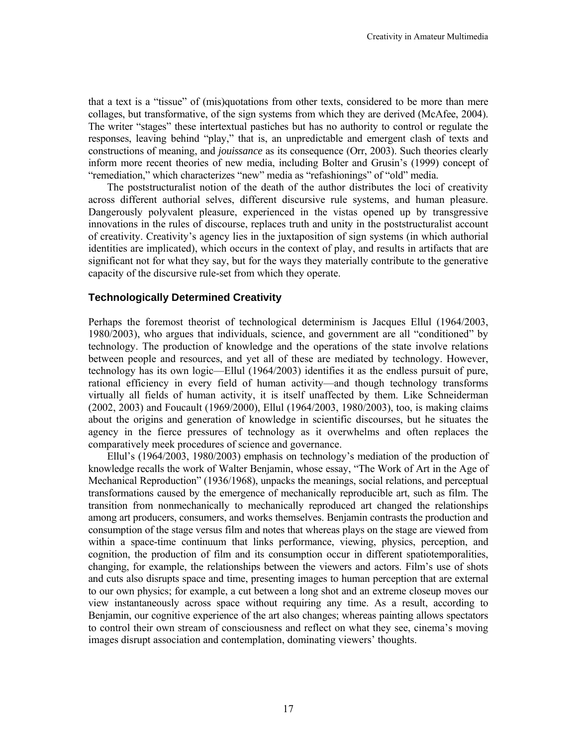that a text is a "tissue" of (mis)quotations from other texts, considered to be more than mere collages, but transformative, of the sign systems from which they are derived (McAfee, 2004). The writer "stages" these intertextual pastiches but has no authority to control or regulate the responses, leaving behind "play," that is, an unpredictable and emergent clash of texts and constructions of meaning, and *jouissance* as its consequence (Orr, 2003). Such theories clearly inform more recent theories of new media, including Bolter and Grusin's (1999) concept of "remediation," which characterizes "new" media as "refashionings" of "old" media.

The poststructuralist notion of the death of the author distributes the loci of creativity across different authorial selves, different discursive rule systems, and human pleasure. Dangerously polyvalent pleasure, experienced in the vistas opened up by transgressive innovations in the rules of discourse, replaces truth and unity in the poststructuralist account of creativity. Creativity's agency lies in the juxtaposition of sign systems (in which authorial identities are implicated), which occurs in the context of play, and results in artifacts that are significant not for what they say, but for the ways they materially contribute to the generative capacity of the discursive rule-set from which they operate.

### Technologically Determined Creativity

Perhaps the foremost theorist of technological determinism is Jacques Ellul (1964/2003, 1980/2003), who argues that individuals, science, and government are all "conditioned" by technology. The production of knowledge and the operations of the state involve relations between people and resources, and yet all of these are mediated by technology. However, technology has its own logic—Ellul (1964/2003) identifies it as the endless pursuit of pure, rational efficiency in every field of human activity—and though technology transforms virtually all fields of human activity, it is itself unaffected by them. Like Schneiderman (2002, 2003) and Foucault (1969/2000), Ellul (1964/2003, 1980/2003), too, is making claims about the origins and generation of knowledge in scientific discourses, but he situates the agency in the fierce pressures of technology as it overwhelms and often replaces the comparatively meek procedures of science and governance.

Ellul's (1964/2003, 1980/2003) emphasis on technology's mediation of the production of knowledge recalls the work of Walter Benjamin, whose essay, "The Work of Art in the Age of Mechanical Reproduction" (1936/1968), unpacks the meanings, social relations, and perceptual transformations caused by the emergence of mechanically reproducible art, such as film. The transition from nonmechanically to mechanically reproduced art changed the relationships among art producers, consumers, and works themselves. Benjamin contrasts the production and consumption of the stage versus film and notes that whereas plays on the stage are viewed from within a space-time continuum that links performance, viewing, physics, perception, and cognition, the production of film and its consumption occur in different spatiotemporalities, changing, for example, the relationships between the viewers and actors. Film's use of shots and cuts also disrupts space and time, presenting images to human perception that are external to our own physics; for example, a cut between a long shot and an extreme closeup moves our view instantaneously across space without requiring any time. As a result, according to Benjamin, our cognitive experience of the art also changes; whereas painting allows spectators to control their own stream of consciousness and reflect on what they see, cinema's moving images disrupt association and contemplation, dominating viewers' thoughts.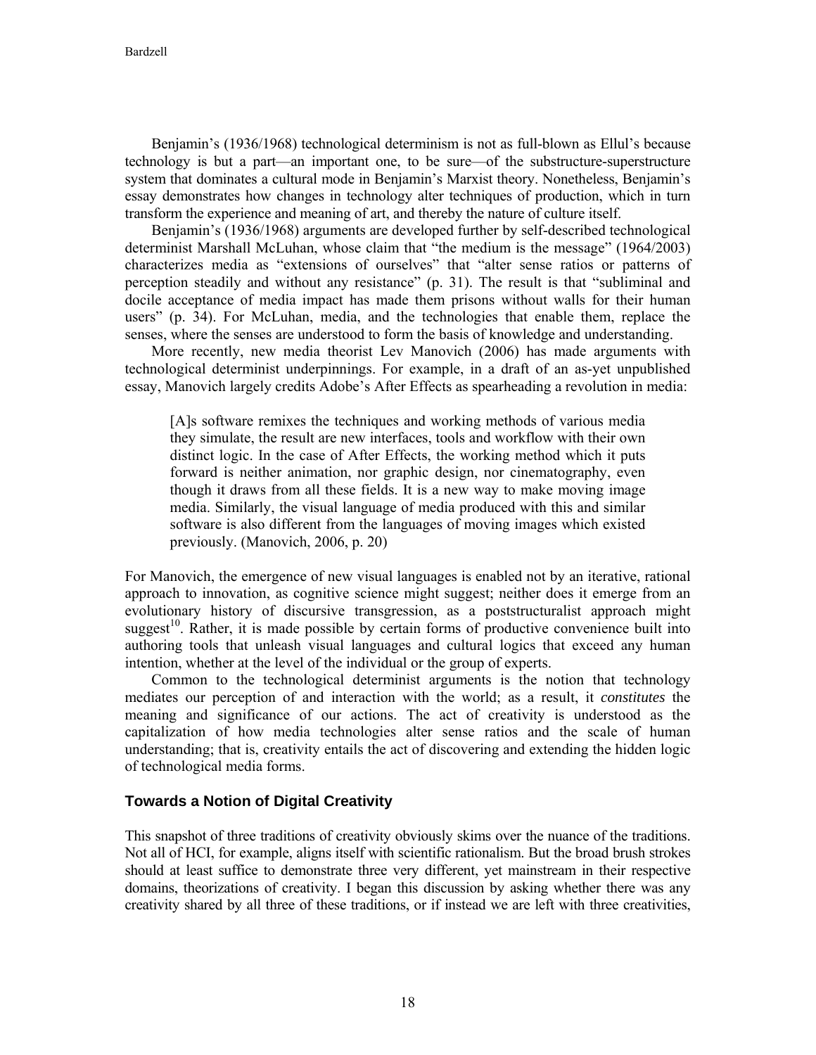Benjamin's (1936/1968) technological determinism is not as full-blown as Ellul's because technology is but a part—an important one, to be sure—of the substructure-superstructure system that dominates a cultural mode in Benjamin's Marxist theory. Nonetheless, Benjamin's essay demonstrates how changes in technology alter techniques of production, which in turn transform the experience and meaning of art, and thereby the nature of culture itself.

Benjamin's (1936/1968) arguments are developed further by self-described technological determinist Marshall McLuhan, whose claim that "the medium is the message" (1964/2003) characterizes media as "extensions of ourselves" that "alter sense ratios or patterns of perception steadily and without any resistance" (p. 31). The result is that "subliminal and docile acceptance of media impact has made them prisons without walls for their human users" (p. 34). For McLuhan, media, and the technologies that enable them, replace the senses, where the senses are understood to form the basis of knowledge and understanding.

More recently, new media theorist Lev Manovich (2006) has made arguments with technological determinist underpinnings. For example, in a draft of an as-yet unpublished essay, Manovich largely credits Adobe's After Effects as spearheading a revolution in media:

> [A]s software remixes the techniques and working methods of various media they simulate, the result are new interfaces, tools and workflow with their own distinct logic. In the case of After Effects, the working method which it puts forward is neither animation, nor graphic design, nor cinematography, even though it draws from all these fields. It is a new way to make moving image media. Similarly, the visual language of media produced with this and similar software is also different from the languages of moving images which existed previously. (Manovich, 2006, p. 20)

For Manovich, the emergence of new visual languages is enabled not by an iterative, rational approach to innovation, as cognitive science might suggest; neither does it emerge from an evolutionary history of discursive transgression, as a poststructuralist approach might suggest[10]. Rather, it is made possible by certain forms of productive convenience built into authoring tools that unleash visual languages and cultural logics that exceed any human intention, whether at the level of the individual or the group of experts.

Common to the technological determinist arguments is the notion that technology mediates our perception of and interaction with the world; as a result, it *constitutes* the meaning and significance of our actions. The act of creativity is understood as the capitalization of how media technologies alter sense ratios and the scale of human understanding; that is, creativity entails the act of discovering and extending the hidden logic of technological media forms.

## Towards a Notion of Digital Creativity

This snapshot of three traditions of creativity obviously skims over the nuance of the traditions. Not all of HCI, for example, aligns itself with scientific rationalism. But the broad brush strokes should at least suffice to demonstrate three very different, yet mainstream in their respective domains, theorizations of creativity. I began this discussion by asking whether there was any creativity shared by all three of these traditions, or if instead we are left with three creativities,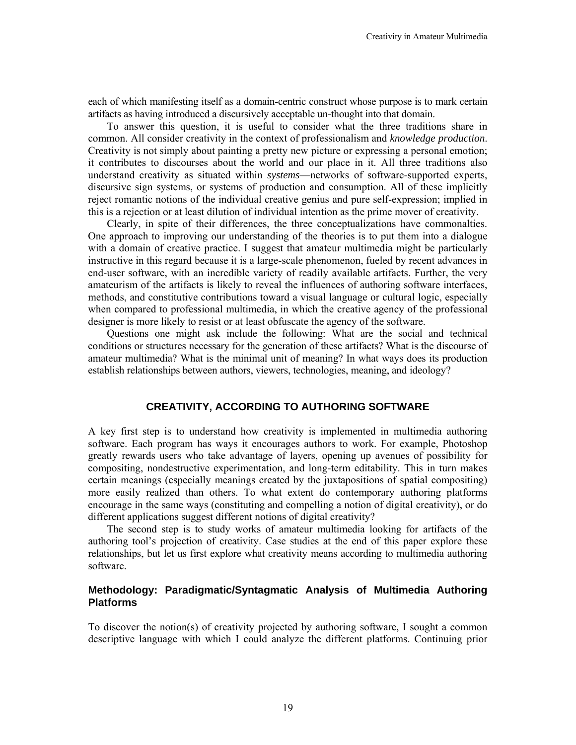each of which manifesting itself as a domain-centric construct whose purpose is to mark certain artifacts as having introduced a discursively acceptable un-thought into that domain.

To answer this question, it is useful to consider what the three traditions share in common. All consider creativity in the context of professionalism and *knowledge production*. Creativity is not simply about painting a pretty new picture or expressing a personal emotion; it contributes to discourses about the world and our place in it. All three traditions also understand creativity as situated within *systems*—networks of software-supported experts, discursive sign systems, or systems of production and consumption. All of these implicitly reject romantic notions of the individual creative genius and pure self-expression; implied in this is a rejection or at least dilution of individual intention as the prime mover of creativity.

Clearly, in spite of their differences, the three conceptualizations have commonalties. One approach to improving our understanding of the theories is to put them into a dialogue with a domain of creative practice. I suggest that amateur multimedia might be particularly instructive in this regard because it is a large-scale phenomenon, fueled by recent advances in end-user software, with an incredible variety of readily available artifacts. Further, the very amateurism of the artifacts is likely to reveal the influences of authoring software interfaces, methods, and constitutive contributions toward a visual language or cultural logic, especially when compared to professional multimedia, in which the creative agency of the professional designer is more likely to resist or at least obfuscate the agency of the software.

Questions one might ask include the following: What are the social and technical conditions or structures necessary for the generation of these artifacts? What is the discourse of amateur multimedia? What is the minimal unit of meaning? In what ways does its production establish relationships between authors, viewers, technologies, meaning, and ideology?

## CREATIVITY, ACCORDING TO AUTHORING SOFTWARE

A key first step is to understand how creativity is implemented in multimedia authoring software. Each program has ways it encourages authors to work. For example, Photoshop greatly rewards users who take advantage of layers, opening up avenues of possibility for compositing, nondestructive experimentation, and long-term editability. This in turn makes certain meanings (especially meanings created by the juxtapositions of spatial compositing) more easily realized than others. To what extent do contemporary authoring platforms encourage in the same ways (constituting and compelling a notion of digital creativity), or do different applications suggest different notions of digital creativity?

The second step is to study works of amateur multimedia looking for artifacts of the authoring tool's projection of creativity. Case studies at the end of this paper explore these relationships, but let us first explore what creativity means according to multimedia authoring software.

### Methodology: Paradigmatic/Syntagmatic Analysis of Multimedia Authoring Platforms

To discover the notion(s) of creativity projected by authoring software, I sought a common descriptive language with which I could analyze the different platforms. Continuing prior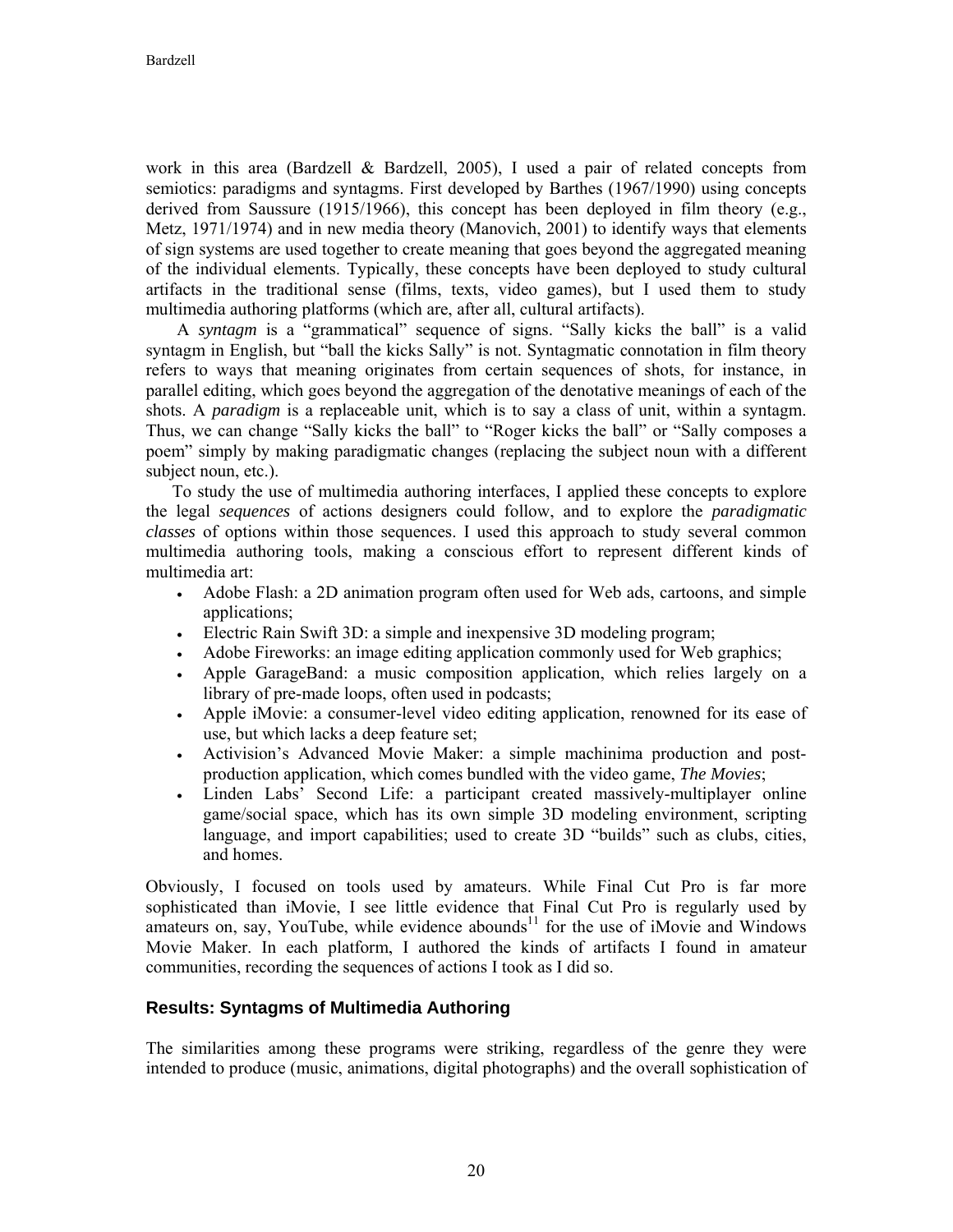work in this area (Bardzell & Bardzell, 2005), I used a pair of related concepts from semiotics: paradigms and syntagms. First developed by Barthes (1967/1990) using concepts derived from Saussure (1915/1966), this concept has been deployed in film theory (e.g., Metz, 1971/1974) and in new media theory (Manovich, 2001) to identify ways that elements of sign systems are used together to create meaning that goes beyond the aggregated meaning of the individual elements. Typically, these concepts have been deployed to study cultural artifacts in the traditional sense (films, texts, video games), but I used them to study multimedia authoring platforms (which are, after all, cultural artifacts).

A *syntagm* is a "grammatical" sequence of signs. "Sally kicks the ball" is a valid syntagm in English, but "ball the kicks Sally" is not. Syntagmatic connotation in film theory refers to ways that meaning originates from certain sequences of shots, for instance, in parallel editing, which goes beyond the aggregation of the denotative meanings of each of the shots. A *paradigm* is a replaceable unit, which is to say a class of unit, within a syntagm. Thus, we can change "Sally kicks the ball" to "Roger kicks the ball" or "Sally composes a poem" simply by making paradigmatic changes (replacing the subject noun with a different subject noun, etc.).

To study the use of multimedia authoring interfaces, I applied these concepts to explore the legal *sequences* of actions designers could follow, and to explore the *paradigmatic classes* of options within those sequences. I used this approach to study several common multimedia authoring tools, making a conscious effort to represent different kinds of multimedia art:

- Adobe Flash: a 2D animation program often used for Web ads, cartoons, and simple applications;
- Electric Rain Swift 3D: a simple and inexpensive 3D modeling program;
- Adobe Fireworks: an image editing application commonly used for Web graphics;
- Apple GarageBand: a music composition application, which relies largely on a library of pre-made loops, often used in podcasts;
- Apple iMovie: a consumer-level video editing application, renowned for its ease of use, but which lacks a deep feature set;
- Activision's Advanced Movie Maker: a simple machinima production and post-production application, which comes bundled with the video game, *The Movies*;
- Linden Labs' Second Life: a participant created massively-multiplayer online game/social space, which has its own simple 3D modeling environment, scripting language, and import capabilities; used to create 3D "builds" such as clubs, cities, and homes.

Obviously, I focused on tools used by amateurs. While Final Cut Pro is far more sophisticated than iMovie, I see little evidence that Final Cut Pro is regularly used by amateurs on, say, YouTube, while evidence abounds[11] for the use of iMovie and Windows Movie Maker. In each platform, I authored the kinds of artifacts I found in amateur communities, recording the sequences of actions I took as I did so.

## Results: Syntagms of Multimedia Authoring

The similarities among these programs were striking, regardless of the genre they were intended to produce (music, animations, digital photographs) and the overall sophistication of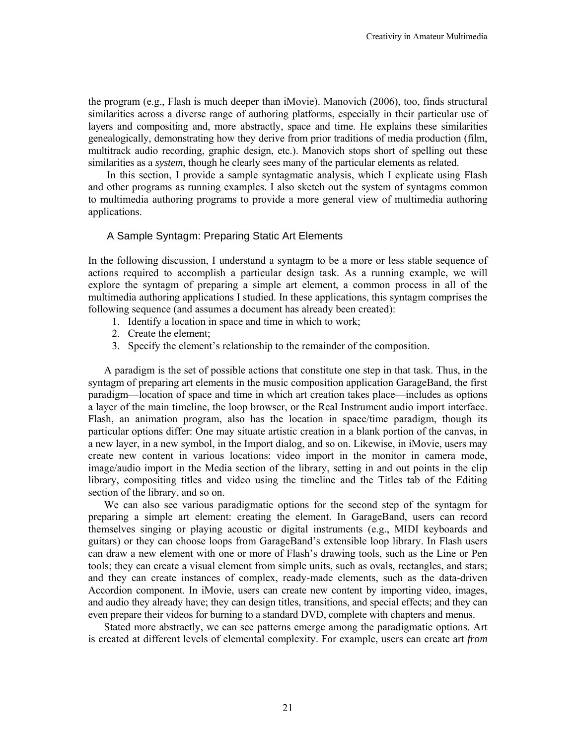the program (e.g., Flash is much deeper than iMovie). Manovich (2006), too, finds structural similarities across a diverse range of authoring platforms, especially in their particular use of layers and compositing and, more abstractly, space and time. He explains these similarities genealogically, demonstrating how they derive from prior traditions of media production (film, multitrack audio recording, graphic design, etc.). Manovich stops short of spelling out these similarities as a *system*, though he clearly sees many of the particular elements as related.

In this section, I provide a sample syntagmatic analysis, which I explicate using Flash and other programs as running examples. I also sketch out the system of syntagms common to multimedia authoring programs to provide a more general view of multimedia authoring applications.

### A Sample Syntagm: Preparing Static Art Elements

In the following discussion, I understand a syntagm to be a more or less stable sequence of actions required to accomplish a particular design task. As a running example, we will explore the syntagm of preparing a simple art element, a common process in all of the multimedia authoring applications I studied. In these applications, this syntagm comprises the following sequence (and assumes a document has already been created):

1. Identify a location in space and time in which to work;
2. Create the element;
3. Specify the element's relationship to the remainder of the composition.

A paradigm is the set of possible actions that constitute one step in that task. Thus, in the syntagm of preparing art elements in the music composition application GarageBand, the first paradigm—location of space and time in which art creation takes place—includes as options a layer of the main timeline, the loop browser, or the Real Instrument audio import interface. Flash, an animation program, also has the location in space/time paradigm, though its particular options differ: One may situate artistic creation in a blank portion of the canvas, in a new layer, in a new symbol, in the Import dialog, and so on. Likewise, in iMovie, users may create new content in various locations: video import in the monitor in camera mode, image/audio import in the Media section of the library, setting in and out points in the clip library, compositing titles and video using the timeline and the Titles tab of the Editing section of the library, and so on.

We can also see various paradigmatic options for the second step of the syntagm for preparing a simple art element: creating the element. In GarageBand, users can record themselves singing or playing acoustic or digital instruments (e.g., MIDI keyboards and guitars) or they can choose loops from GarageBand's extensible loop library. In Flash users can draw a new element with one or more of Flash's drawing tools, such as the Line or Pen tools; they can create a visual element from simple units, such as ovals, rectangles, and stars; and they can create instances of complex, ready-made elements, such as the data-driven Accordion component. In iMovie, users can create new content by importing video, images, and audio they already have; they can design titles, transitions, and special effects; and they can even prepare their videos for burning to a standard DVD, complete with chapters and menus.

Stated more abstractly, we can see patterns emerge among the paradigmatic options. Art is created at different levels of elemental complexity. For example, users can create art *from*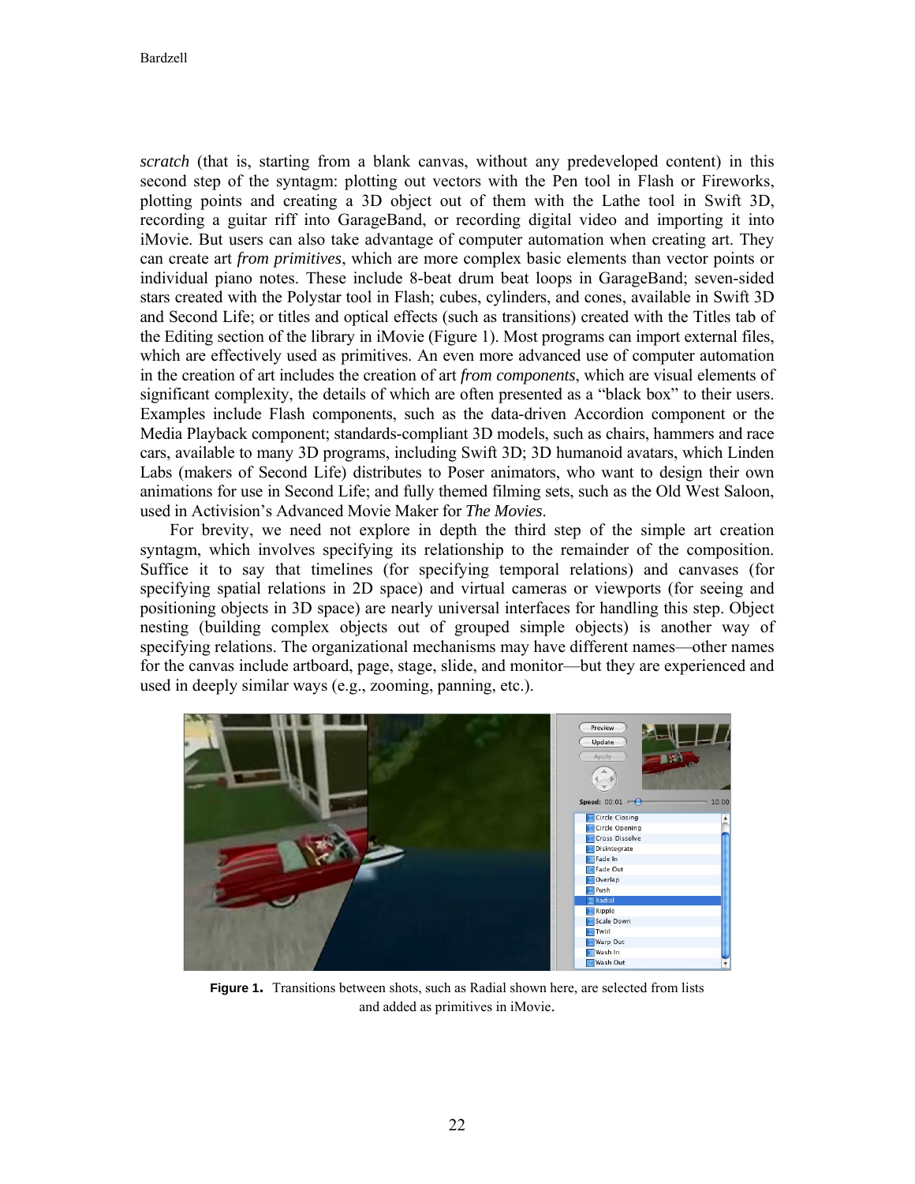*scratch* (that is, starting from a blank canvas, without any predeveloped content) in this second step of the syntagm: plotting out vectors with the Pen tool in Flash or Fireworks, plotting points and creating a 3D object out of them with the Lathe tool in Swift 3D, recording a guitar riff into GarageBand, or recording digital video and importing it into iMovie. But users can also take advantage of computer automation when creating art. They can create art *from primitives*, which are more complex basic elements than vector points or individual piano notes. These include 8-beat drum beat loops in GarageBand; seven-sided stars created with the Polystar tool in Flash; cubes, cylinders, and cones, available in Swift 3D and Second Life; or titles and optical effects (such as transitions) created with the Titles tab of the Editing section of the library in iMovie (Figure 1). Most programs can import external files, which are effectively used as primitives. An even more advanced use of computer automation in the creation of art includes the creation of art *from components*, which are visual elements of significant complexity, the details of which are often presented as a "black box" to their users. Examples include Flash components, such as the data-driven Accordion component or the Media Playback component; standards-compliant 3D models, such as chairs, hammers and race cars, available to many 3D programs, including Swift 3D; 3D humanoid avatars, which Linden Labs (makers of Second Life) distributes to Poser animators, who want to design their own animations for use in Second Life; and fully themed filming sets, such as the Old West Saloon, used in Activision's Advanced Movie Maker for *The Movies*.

For brevity, we need not explore in depth the third step of the simple art creation syntagm, which involves specifying its relationship to the remainder of the composition. Suffice it to say that timelines (for specifying temporal relations) and canvases (for specifying spatial relations in 2D space) and virtual cameras or viewports (for seeing and positioning objects in 3D space) are nearly universal interfaces for handling this step. Object nesting (building complex objects out of grouped simple objects) is another way of specifying relations. The organizational mechanisms may have different names—other names for the canvas include artboard, page, stage, slide, and monitor—but they are experienced and used in deeply similar ways (e.g., zooming, panning, etc.).

**Figure 1.** Transitions between shots, such as Radial shown here, are selected from lists and added as primitives in iMovie.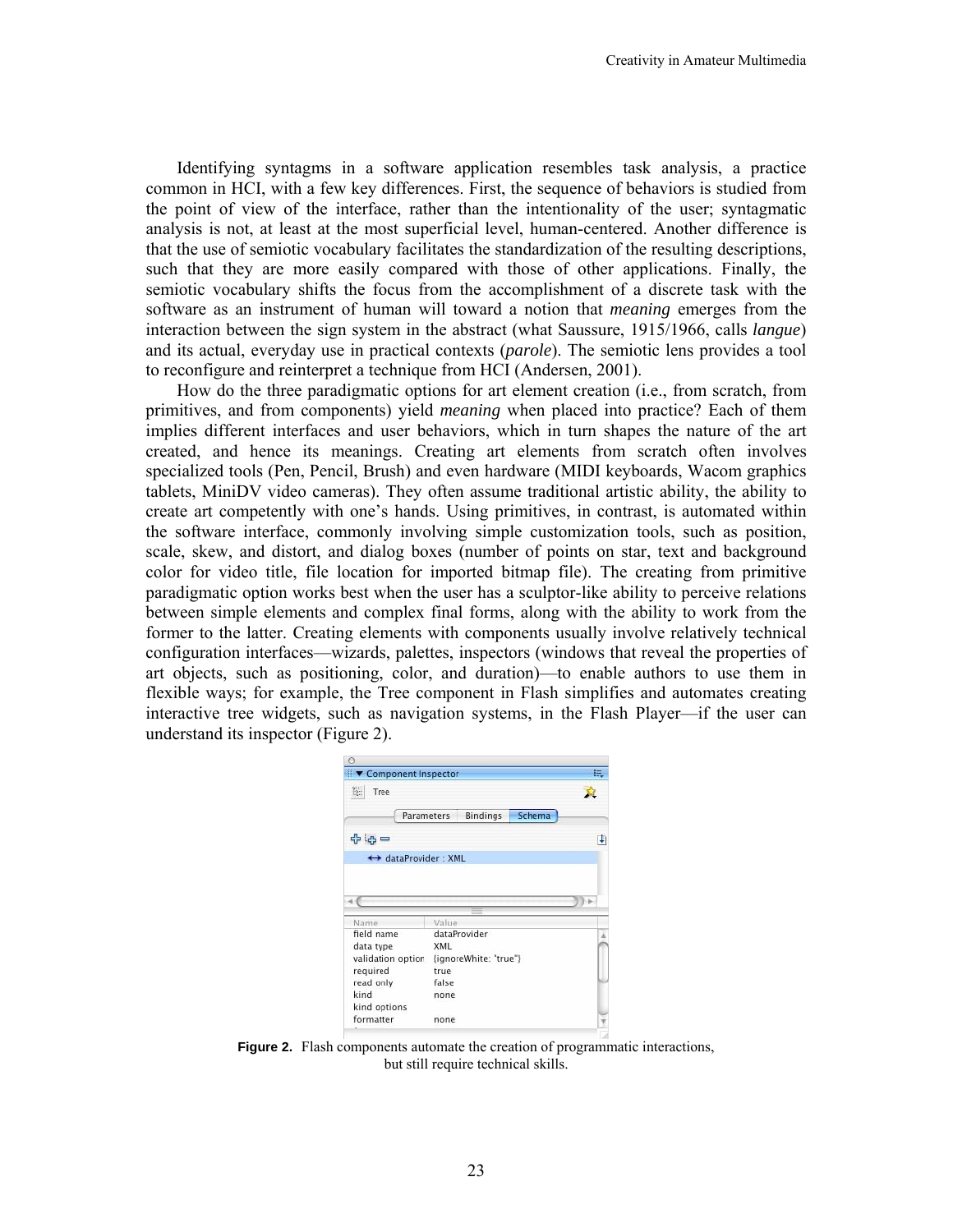Identifying syntagms in a software application resembles task analysis, a practice common in HCI, with a few key differences. First, the sequence of behaviors is studied from the point of view of the interface, rather than the intentionality of the user; syntagmatic analysis is not, at least at the most superficial level, human-centered. Another difference is that the use of semiotic vocabulary facilitates the standardization of the resulting descriptions, such that they are more easily compared with those of other applications. Finally, the semiotic vocabulary shifts the focus from the accomplishment of a discrete task with the software as an instrument of human will toward a notion that *meaning* emerges from the interaction between the sign system in the abstract (what Saussure, 1915/1966, calls *langue*) and its actual, everyday use in practical contexts (*parole*). The semiotic lens provides a tool to reconfigure and reinterpret a technique from HCI (Andersen, 2001).

How do the three paradigmatic options for art element creation (i.e., from scratch, from primitives, and from components) yield *meaning* when placed into practice? Each of them implies different interfaces and user behaviors, which in turn shapes the nature of the art created, and hence its meanings. Creating art elements from scratch often involves specialized tools (Pen, Pencil, Brush) and even hardware (MIDI keyboards, Wacom graphics tablets, MiniDV video cameras). They often assume traditional artistic ability, the ability to create art competently with one's hands. Using primitives, in contrast, is automated within the software interface, commonly involving simple customization tools, such as position, scale, skew, and distort, and dialog boxes (number of points on star, text and background color for video title, file location for imported bitmap file). The creating from primitive paradigmatic option works best when the user has a sculptor-like ability to perceive relations between simple elements and complex final forms, along with the ability to work from the former to the latter. Creating elements with components usually involve relatively technical configuration interfaces—wizards, palettes, inspectors (windows that reveal the properties of art objects, such as positioning, color, and duration)—to enable authors to use them in flexible ways; for example, the Tree component in Flash simplifies and automates creating interactive tree widgets, such as navigation systems, in the Flash Player—if the user can understand its inspector (Figure 2).

**Figure 2.** Flash components automate the creation of programmatic interactions, but still require technical skills.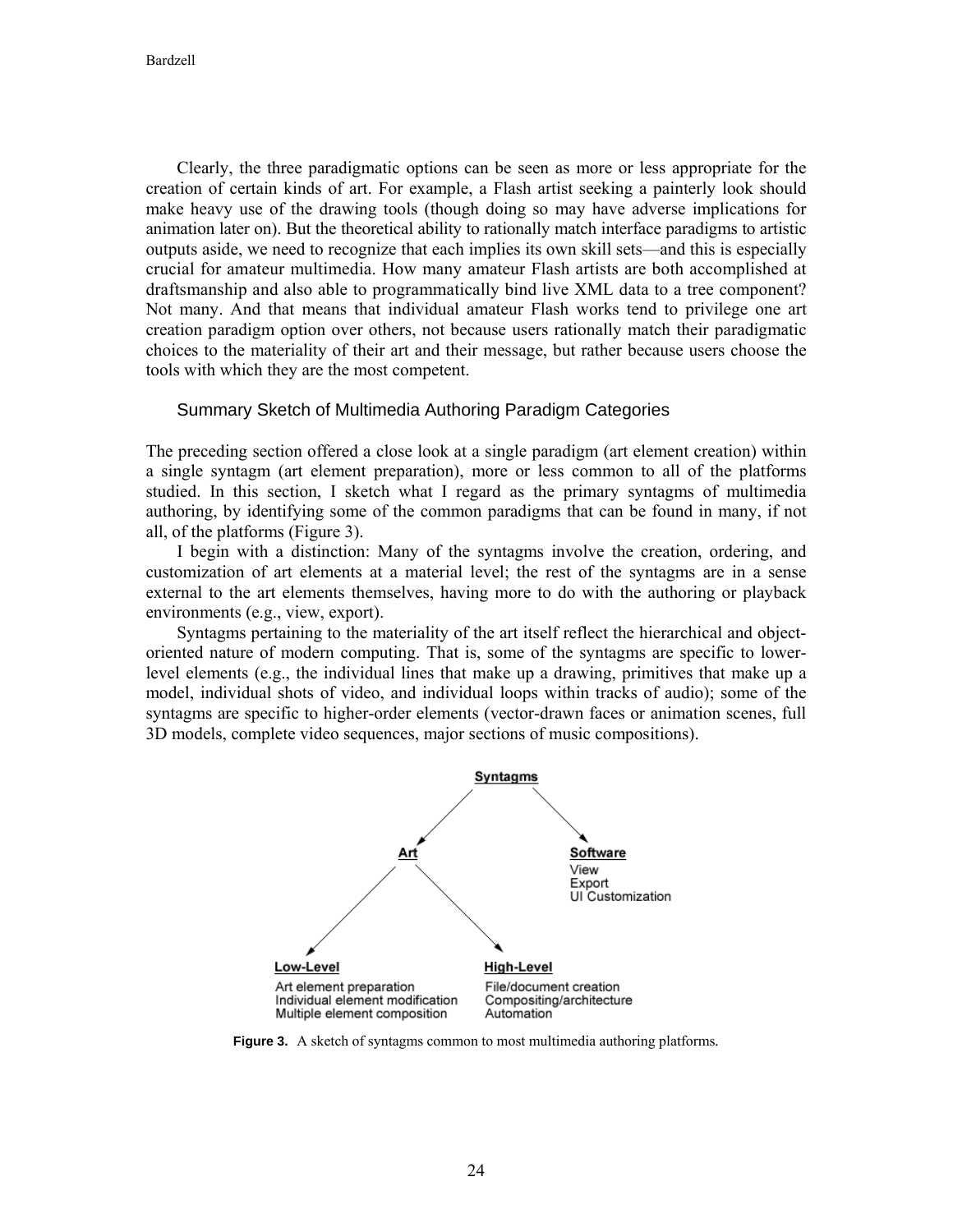Clearly, the three paradigmatic options can be seen as more or less appropriate for the creation of certain kinds of art. For example, a Flash artist seeking a painterly look should make heavy use of the drawing tools (though doing so may have adverse implications for animation later on). But the theoretical ability to rationally match interface paradigms to artistic outputs aside, we need to recognize that each implies its own skill sets—and this is especially crucial for amateur multimedia. How many amateur Flash artists are both accomplished at draftsmanship and also able to programmatically bind live XML data to a tree component? Not many. And that means that individual amateur Flash works tend to privilege one art creation paradigm option over others, not because users rationally match their paradigmatic choices to the materiality of their art and their message, but rather because users choose the tools with which they are the most competent.

### Summary Sketch of Multimedia Authoring Paradigm Categories

The preceding section offered a close look at a single paradigm (art element creation) within a single syntagm (art element preparation), more or less common to all of the platforms studied. In this section, I sketch what I regard as the primary syntagms of multimedia authoring, by identifying some of the common paradigms that can be found in many, if not all, of the platforms (Figure 3).

I begin with a distinction: Many of the syntagms involve the creation, ordering, and customization of art elements at a material level; the rest of the syntagms are in a sense external to the art elements themselves, having more to do with the authoring or playback environments (e.g., view, export).

Syntagms pertaining to the materiality of the art itself reflect the hierarchical and object-oriented nature of modern computing. That is, some of the syntagms are specific to lower-level elements (e.g., the individual lines that make up a drawing, primitives that make up a model, individual shots of video, and individual loops within tracks of audio); some of the syntagms are specific to higher-order elements (vector-drawn faces or animation scenes, full 3D models, complete video sequences, major sections of music compositions).

**Syntagms**
- **Art**
  - **Low-Level**
    - Art element preparation
    - Individual element modification
    - Multiple element composition
  - **High-Level**
    - File/document creation
    - Compositing/architecture
    - Automation
- **Software**
  - View
  - Export
  - UI Customization

**Figure 3.** A sketch of syntagms common to most multimedia authoring platforms.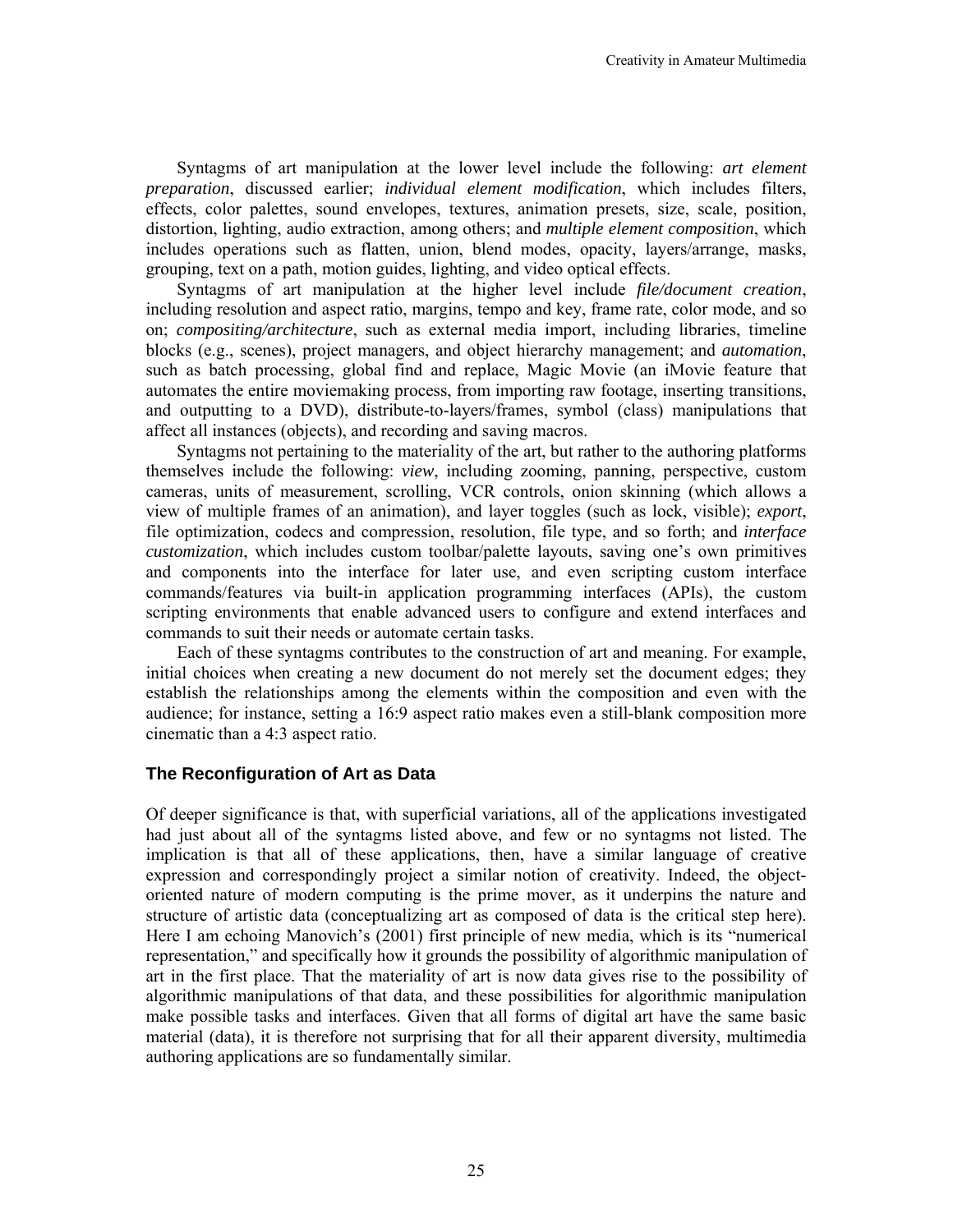Syntagms of art manipulation at the lower level include the following: *art element preparation*, discussed earlier; *individual element modification*, which includes filters, effects, color palettes, sound envelopes, textures, animation presets, size, scale, position, distortion, lighting, audio extraction, among others; and *multiple element composition*, which includes operations such as flatten, union, blend modes, opacity, layers/arrange, masks, grouping, text on a path, motion guides, lighting, and video optical effects.

Syntagms of art manipulation at the higher level include *file/document creation*, including resolution and aspect ratio, margins, tempo and key, frame rate, color mode, and so on; *compositing/architecture*, such as external media import, including libraries, timeline blocks (e.g., scenes), project managers, and object hierarchy management; and *automation*, such as batch processing, global find and replace, Magic Movie (an iMovie feature that automates the entire moviemaking process, from importing raw footage, inserting transitions, and outputting to a DVD), distribute-to-layers/frames, symbol (class) manipulations that affect all instances (objects), and recording and saving macros.

Syntagms not pertaining to the materiality of the art, but rather to the authoring platforms themselves include the following: *view*, including zooming, panning, perspective, custom cameras, units of measurement, scrolling, VCR controls, onion skinning (which allows a view of multiple frames of an animation), and layer toggles (such as lock, visible); *export*, file optimization, codecs and compression, resolution, file type, and so forth; and *interface customization*, which includes custom toolbar/palette layouts, saving one's own primitives and components into the interface for later use, and even scripting custom interface commands/features via built-in application programming interfaces (APIs), the custom scripting environments that enable advanced users to configure and extend interfaces and commands to suit their needs or automate certain tasks.

Each of these syntagms contributes to the construction of art and meaning. For example, initial choices when creating a new document do not merely set the document edges; they establish the relationships among the elements within the composition and even with the audience; for instance, setting a 16:9 aspect ratio makes even a still-blank composition more cinematic than a 4:3 aspect ratio.

## The Reconfiguration of Art as Data

Of deeper significance is that, with superficial variations, all of the applications investigated had just about all of the syntagms listed above, and few or no syntagms not listed. The implication is that all of these applications, then, have a similar language of creative expression and correspondingly project a similar notion of creativity. Indeed, the object-oriented nature of modern computing is the prime mover, as it underpins the nature and structure of artistic data (conceptualizing art as composed of data is the critical step here). Here I am echoing Manovich's (2001) first principle of new media, which is its "numerical representation," and specifically how it grounds the possibility of algorithmic manipulation of art in the first place. That the materiality of art is now data gives rise to the possibility of algorithmic manipulations of that data, and these possibilities for algorithmic manipulation make possible tasks and interfaces. Given that all forms of digital art have the same basic material (data), it is therefore not surprising that for all their apparent diversity, multimedia authoring applications are so fundamentally similar.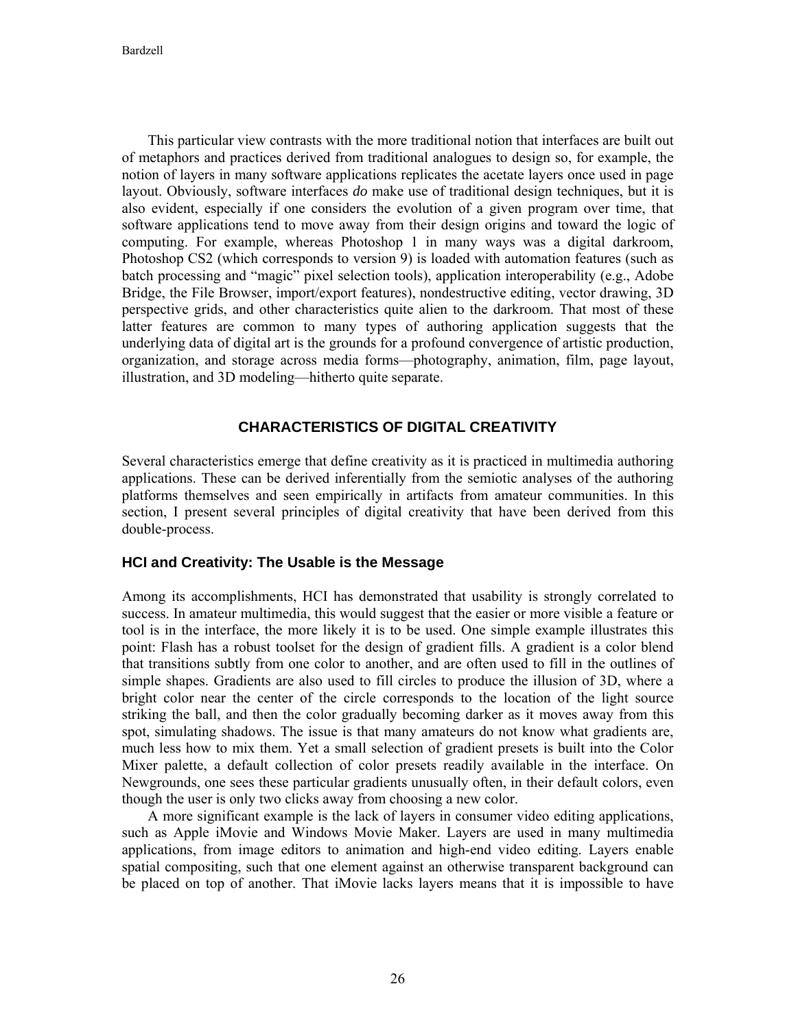This particular view contrasts with the more traditional notion that interfaces are built out of metaphors and practices derived from traditional analogues to design so, for example, the notion of layers in many software applications replicates the acetate layers once used in page layout. Obviously, software interfaces *do* make use of traditional design techniques, but it is also evident, especially if one considers the evolution of a given program over time, that software applications tend to move away from their design origins and toward the logic of computing. For example, whereas Photoshop 1 in many ways was a digital darkroom, Photoshop CS2 (which corresponds to version 9) is loaded with automation features (such as batch processing and "magic" pixel selection tools), application interoperability (e.g., Adobe Bridge, the File Browser, import/export features), nondestructive editing, vector drawing, 3D perspective grids, and other characteristics quite alien to the darkroom. That most of these latter features are common to many types of authoring application suggests that the underlying data of digital art is the grounds for a profound convergence of artistic production, organization, and storage across media forms—photography, animation, film, page layout, illustration, and 3D modeling—hitherto quite separate.

## CHARACTERISTICS OF DIGITAL CREATIVITY

Several characteristics emerge that define creativity as it is practiced in multimedia authoring applications. These can be derived inferentially from the semiotic analyses of the authoring platforms themselves and seen empirically in artifacts from amateur communities. In this section, I present several principles of digital creativity that have been derived from this double-process.

### HCI and Creativity: The Usable is the Message

Among its accomplishments, HCI has demonstrated that usability is strongly correlated to success. In amateur multimedia, this would suggest that the easier or more visible a feature or tool is in the interface, the more likely it is to be used. One simple example illustrates this point: Flash has a robust toolset for the design of gradient fills. A gradient is a color blend that transitions subtly from one color to another, and are often used to fill in the outlines of simple shapes. Gradients are also used to fill circles to produce the illusion of 3D, where a bright color near the center of the circle corresponds to the location of the light source striking the ball, and then the color gradually becoming darker as it moves away from this spot, simulating shadows. The issue is that many amateurs do not know what gradients are, much less how to mix them. Yet a small selection of gradient presets is built into the Color Mixer palette, a default collection of color presets readily available in the interface. On Newgrounds, one sees these particular gradients unusually often, in their default colors, even though the user is only two clicks away from choosing a new color.

A more significant example is the lack of layers in consumer video editing applications, such as Apple iMovie and Windows Movie Maker. Layers are used in many multimedia applications, from image editors to animation and high-end video editing. Layers enable spatial compositing, such that one element against an otherwise transparent background can be placed on top of another. That iMovie lacks layers means that it is impossible to have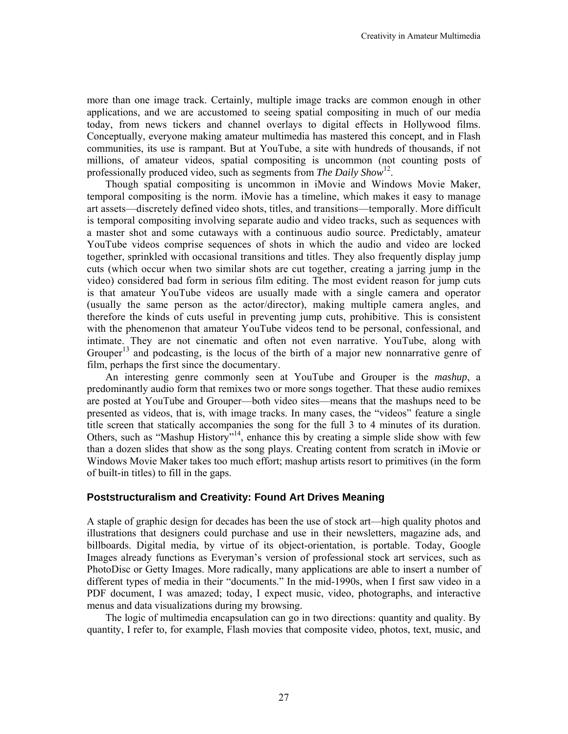more than one image track. Certainly, multiple image tracks are common enough in other applications, and we are accustomed to seeing spatial compositing in much of our media today, from news tickers and channel overlays to digital effects in Hollywood films. Conceptually, everyone making amateur multimedia has mastered this concept, and in Flash communities, its use is rampant. But at YouTube, a site with hundreds of thousands, if not millions, of amateur videos, spatial compositing is uncommon (not counting posts of professionally produced video, such as segments from *The Daily Show*[12].

Though spatial compositing is uncommon in iMovie and Windows Movie Maker, temporal compositing is the norm. iMovie has a timeline, which makes it easy to manage art assets—discretely defined video shots, titles, and transitions—temporally. More difficult is temporal compositing involving separate audio and video tracks, such as sequences with a master shot and some cutaways with a continuous audio source. Predictably, amateur YouTube videos comprise sequences of shots in which the audio and video are locked together, sprinkled with occasional transitions and titles. They also frequently display jump cuts (which occur when two similar shots are cut together, creating a jarring jump in the video) considered bad form in serious film editing. The most evident reason for jump cuts is that amateur YouTube videos are usually made with a single camera and operator (usually the same person as the actor/director), making multiple camera angles, and therefore the kinds of cuts useful in preventing jump cuts, prohibitive. This is consistent with the phenomenon that amateur YouTube videos tend to be personal, confessional, and intimate. They are not cinematic and often not even narrative. YouTube, along with Grouper[13] and podcasting, is the locus of the birth of a major new nonnarrative genre of film, perhaps the first since the documentary.

An interesting genre commonly seen at YouTube and Grouper is the *mashup*, a predominantly audio form that remixes two or more songs together. That these audio remixes are posted at YouTube and Grouper—both video sites—means that the mashups need to be presented as videos, that is, with image tracks. In many cases, the "videos" feature a single title screen that statically accompanies the song for the full 3 to 4 minutes of its duration. Others, such as "Mashup History"[14], enhance this by creating a simple slide show with few than a dozen slides that show as the song plays. Creating content from scratch in iMovie or Windows Movie Maker takes too much effort; mashup artists resort to primitives (in the form of built-in titles) to fill in the gaps.

### Poststructuralism and Creativity: Found Art Drives Meaning

A staple of graphic design for decades has been the use of stock art—high quality photos and illustrations that designers could purchase and use in their newsletters, magazine ads, and billboards. Digital media, by virtue of its object-orientation, is portable. Today, Google Images already functions as Everyman's version of professional stock art services, such as PhotoDisc or Getty Images. More radically, many applications are able to insert a number of different types of media in their "documents." In the mid-1990s, when I first saw video in a PDF document, I was amazed; today, I expect music, video, photographs, and interactive menus and data visualizations during my browsing.

The logic of multimedia encapsulation can go in two directions: quantity and quality. By quantity, I refer to, for example, Flash movies that composite video, photos, text, music, and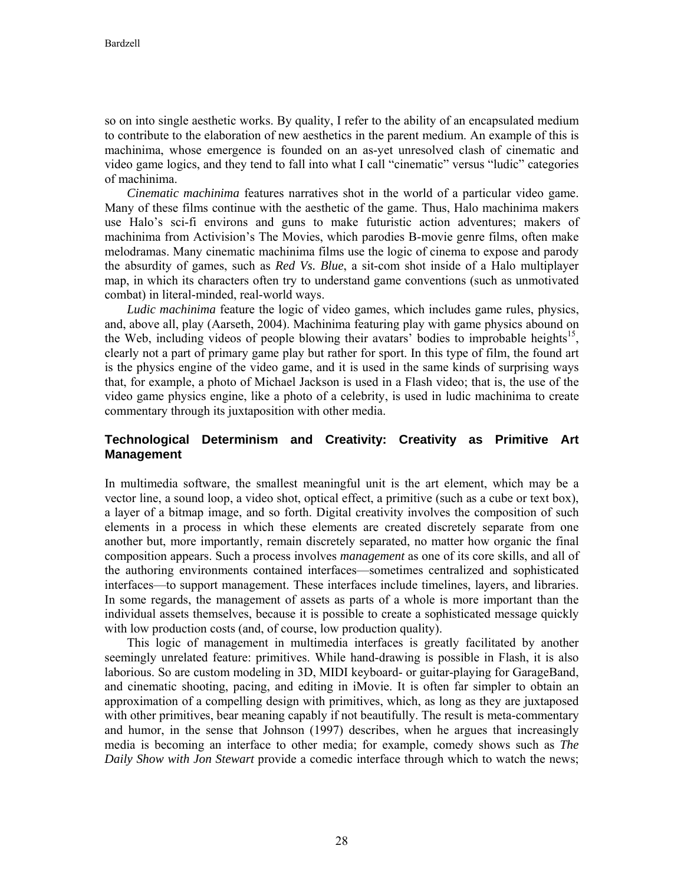so on into single aesthetic works. By quality, I refer to the ability of an encapsulated medium to contribute to the elaboration of new aesthetics in the parent medium. An example of this is machinima, whose emergence is founded on an as-yet unresolved clash of cinematic and video game logics, and they tend to fall into what I call "cinematic" versus "ludic" categories of machinima.

*Cinematic machinima* features narratives shot in the world of a particular video game. Many of these films continue with the aesthetic of the game. Thus, Halo machinima makers use Halo's sci-fi environs and guns to make futuristic action adventures; makers of machinima from Activision's The Movies, which parodies B-movie genre films, often make melodramas. Many cinematic machinima films use the logic of cinema to expose and parody the absurdity of games, such as *Red Vs. Blue*, a sit-com shot inside of a Halo multiplayer map, in which its characters often try to understand game conventions (such as unmotivated combat) in literal-minded, real-world ways.

*Ludic machinima* feature the logic of video games, which includes game rules, physics, and, above all, play (Aarseth, 2004). Machinima featuring play with game physics abound on the Web, including videos of people blowing their avatars' bodies to improbable heights[15], clearly not a part of primary game play but rather for sport. In this type of film, the found art is the physics engine of the video game, and it is used in the same kinds of surprising ways that, for example, a photo of Michael Jackson is used in a Flash video; that is, the use of the video game physics engine, like a photo of a celebrity, is used in ludic machinima to create commentary through its juxtaposition with other media.

## Technological Determinism and Creativity: Creativity as Primitive Art Management

In multimedia software, the smallest meaningful unit is the art element, which may be a vector line, a sound loop, a video shot, optical effect, a primitive (such as a cube or text box), a layer of a bitmap image, and so forth. Digital creativity involves the composition of such elements in a process in which these elements are created discretely separate from one another but, more importantly, remain discretely separated, no matter how organic the final composition appears. Such a process involves *management* as one of its core skills, and all of the authoring environments contained interfaces—sometimes centralized and sophisticated interfaces—to support management. These interfaces include timelines, layers, and libraries. In some regards, the management of assets as parts of a whole is more important than the individual assets themselves, because it is possible to create a sophisticated message quickly with low production costs (and, of course, low production quality).

This logic of management in multimedia interfaces is greatly facilitated by another seemingly unrelated feature: primitives. While hand-drawing is possible in Flash, it is also laborious. So are custom modeling in 3D, MIDI keyboard- or guitar-playing for GarageBand, and cinematic shooting, pacing, and editing in iMovie. It is often far simpler to obtain an approximation of a compelling design with primitives, which, as long as they are juxtaposed with other primitives, bear meaning capably if not beautifully. The result is meta-commentary and humor, in the sense that Johnson (1997) describes, when he argues that increasingly media is becoming an interface to other media; for example, comedy shows such as *The Daily Show with Jon Stewart* provide a comedic interface through which to watch the news;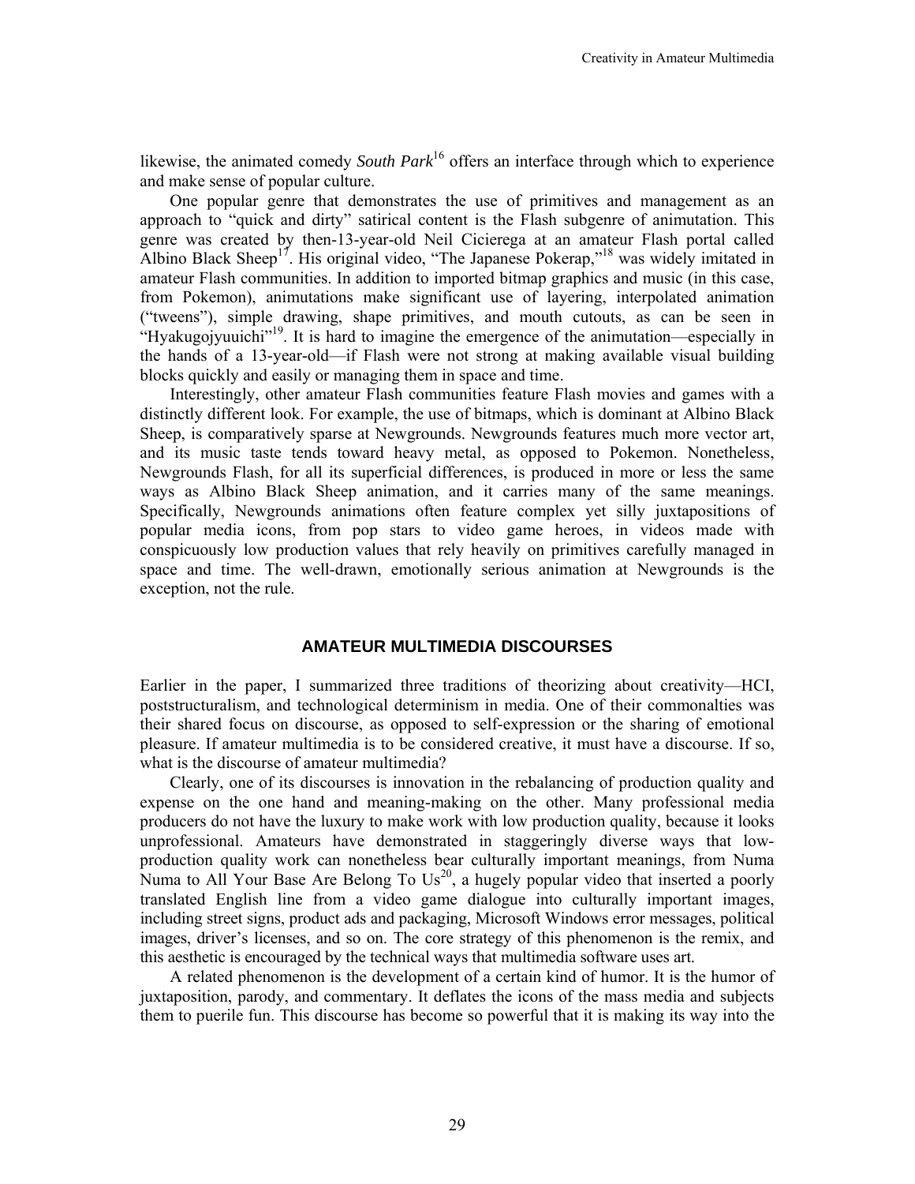likewise, the animated comedy *South Park*[16] offers an interface through which to experience and make sense of popular culture.

One popular genre that demonstrates the use of primitives and management as an approach to "quick and dirty" satirical content is the Flash subgenre of animutation. This genre was created by then-13-year-old Neil Cicierega at an amateur Flash portal called Albino Black Sheep[17]. His original video, "The Japanese Pokerap,"[18] was widely imitated in amateur Flash communities. In addition to imported bitmap graphics and music (in this case, from Pokemon), animutations make significant use of layering, interpolated animation ("tweens"), simple drawing, shape primitives, and mouth cutouts, as can be seen in "Hyakugojyuuichi"[19]. It is hard to imagine the emergence of the animutation—especially in the hands of a 13-year-old—if Flash were not strong at making available visual building blocks quickly and easily or managing them in space and time.

Interestingly, other amateur Flash communities feature Flash movies and games with a distinctly different look. For example, the use of bitmaps, which is dominant at Albino Black Sheep, is comparatively sparse at Newgrounds. Newgrounds features much more vector art, and its music taste tends toward heavy metal, as opposed to Pokemon. Nonetheless, Newgrounds Flash, for all its superficial differences, is produced in more or less the same ways as Albino Black Sheep animation, and it carries many of the same meanings. Specifically, Newgrounds animations often feature complex yet silly juxtapositions of popular media icons, from pop stars to video game heroes, in videos made with conspicuously low production values that rely heavily on primitives carefully managed in space and time. The well-drawn, emotionally serious animation at Newgrounds is the exception, not the rule.

## AMATEUR MULTIMEDIA DISCOURSES

Earlier in the paper, I summarized three traditions of theorizing about creativity—HCI, poststructuralism, and technological determinism in media. One of their commonalties was their shared focus on discourse, as opposed to self-expression or the sharing of emotional pleasure. If amateur multimedia is to be considered creative, it must have a discourse. If so, what is the discourse of amateur multimedia?

Clearly, one of its discourses is innovation in the rebalancing of production quality and expense on the one hand and meaning-making on the other. Many professional media producers do not have the luxury to make work with low production quality, because it looks unprofessional. Amateurs have demonstrated in staggeringly diverse ways that low-production quality work can nonetheless bear culturally important meanings, from Numa Numa to All Your Base Are Belong To Us[20], a hugely popular video that inserted a poorly translated English line from a video game dialogue into culturally important images, including street signs, product ads and packaging, Microsoft Windows error messages, political images, driver's licenses, and so on. The core strategy of this phenomenon is the remix, and this aesthetic is encouraged by the technical ways that multimedia software uses art.

A related phenomenon is the development of a certain kind of humor. It is the humor of juxtaposition, parody, and commentary. It deflates the icons of the mass media and subjects them to puerile fun. This discourse has become so powerful that it is making its way into the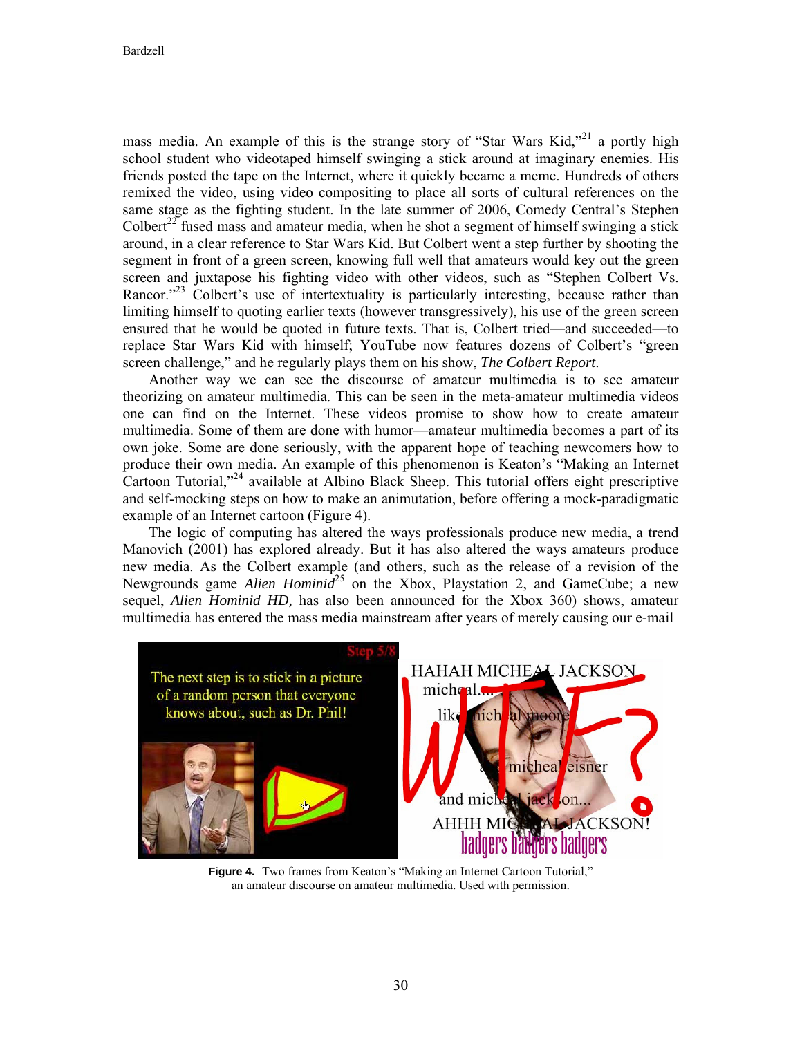mass media. An example of this is the strange story of "Star Wars Kid,"[21] a portly high school student who videotaped himself swinging a stick around at imaginary enemies. His friends posted the tape on the Internet, where it quickly became a meme. Hundreds of others remixed the video, using video compositing to place all sorts of cultural references on the same stage as the fighting student. In the late summer of 2006, Comedy Central's Stephen Colbert[22] fused mass and amateur media, when he shot a segment of himself swinging a stick around, in a clear reference to Star Wars Kid. But Colbert went a step further by shooting the segment in front of a green screen, knowing full well that amateurs would key out the green screen and juxtapose his fighting video with other videos, such as "Stephen Colbert Vs. Rancor."[23] Colbert's use of intertextuality is particularly interesting, because rather than limiting himself to quoting earlier texts (however transgressively), his use of the green screen ensured that he would be quoted in future texts. That is, Colbert tried—and succeeded—to replace Star Wars Kid with himself; YouTube now features dozens of Colbert's "green screen challenge," and he regularly plays them on his show, *The Colbert Report*.

Another way we can see the discourse of amateur multimedia is to see amateur theorizing on amateur multimedia. This can be seen in the meta-amateur multimedia videos one can find on the Internet. These videos promise to show how to create amateur multimedia. Some of them are done with humor—amateur multimedia becomes a part of its own joke. Some are done seriously, with the apparent hope of teaching newcomers how to produce their own media. An example of this phenomenon is Keaton's "Making an Internet Cartoon Tutorial,"[24] available at Albino Black Sheep. This tutorial offers eight prescriptive and self-mocking steps on how to make an animutation, before offering a mock-paradigmatic example of an Internet cartoon (Figure 4).

The logic of computing has altered the ways professionals produce new media, a trend Manovich (2001) has explored already. But it has also altered the ways amateurs produce new media. As the Colbert example (and others, such as the release of a revision of the Newgrounds game *Alien Hominid*[25] on the Xbox, Playstation 2, and GameCube; a new sequel, *Alien Hominid HD,* has also been announced for the Xbox 360) shows, amateur multimedia has entered the mass media mainstream after years of merely causing our e-mail

**Figure 4.** Two frames from Keaton's "Making an Internet Cartoon Tutorial," an amateur discourse on amateur multimedia. Used with permission.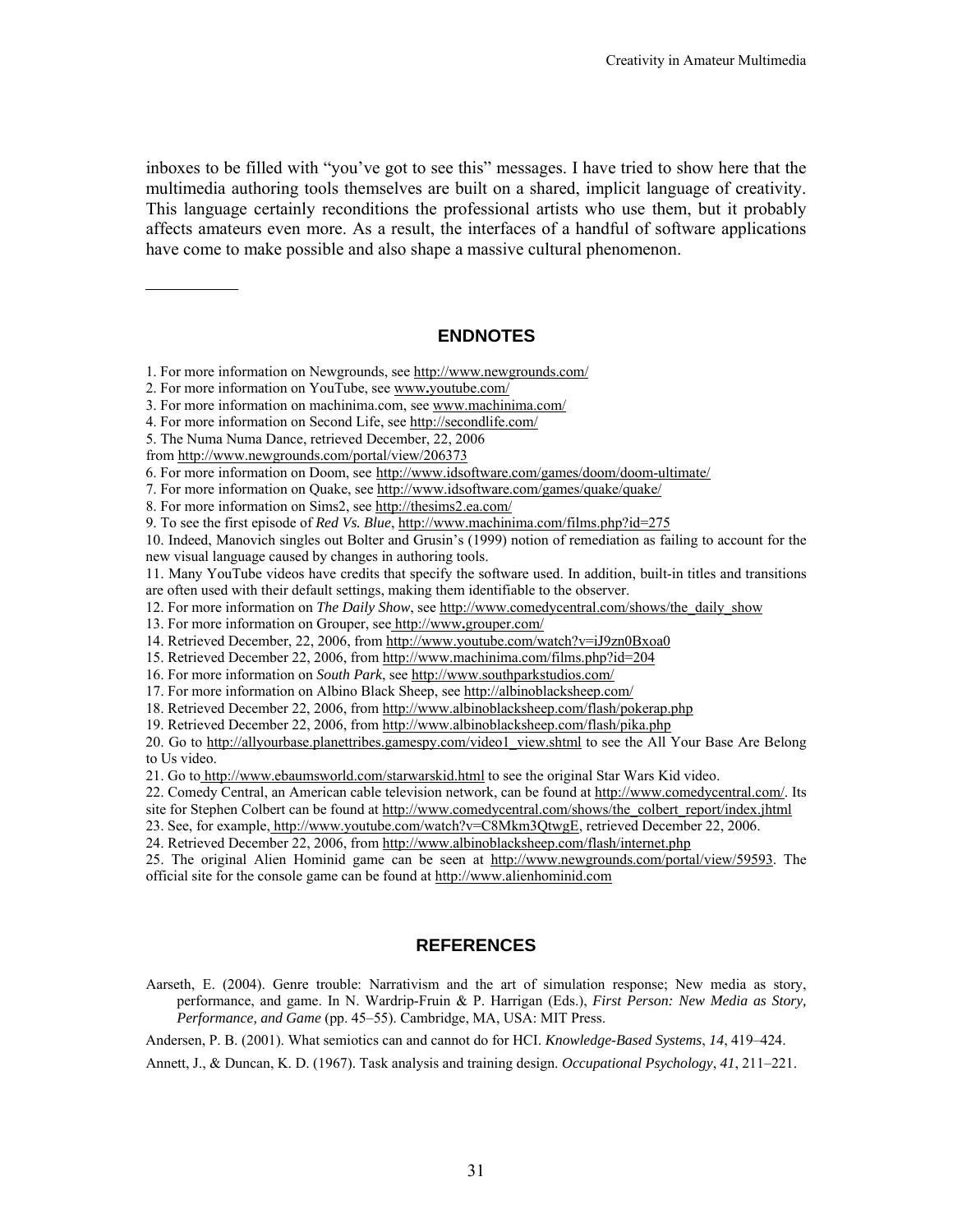inboxes to be filled with "you've got to see this" messages. I have tried to show here that the multimedia authoring tools themselves are built on a shared, implicit language of creativity. This language certainly reconditions the professional artists who use them, but it probably affects amateurs even more. As a result, the interfaces of a handful of software applications have come to make possible and also shape a massive cultural phenomenon.

---

## ENDNOTES

1. For more information on Newgrounds, see http://www.newgrounds.com/
2. For more information on YouTube, see www.youtube.com/
3. For more information on machinima.com, see www.machinima.com/
4. For more information on Second Life, see http://secondlife.com/
5. The Numa Numa Dance, retrieved December, 22, 2006 from http://www.newgrounds.com/portal/view/206373
6. For more information on Doom, see http://www.idsoftware.com/games/doom/doom-ultimate/
7. For more information on Quake, see http://www.idsoftware.com/games/quake/quake/
8. For more information on Sims2, see http://thesims2.ea.com/
9. To see the first episode of *Red Vs. Blue*, http://www.machinima.com/films.php?id=275
10. Indeed, Manovich singles out Bolter and Grusin's (1999) notion of remediation as failing to account for the new visual language caused by changes in authoring tools.
11. Many YouTube videos have credits that specify the software used. In addition, built-in titles and transitions are often used with their default settings, making them identifiable to the observer.
12. For more information on *The Daily Show*, see http://www.comedycentral.com/shows/the_daily_show
13. For more information on Grouper, see http://www.grouper.com/
14. Retrieved December, 22, 2006, from http://www.youtube.com/watch?v=iJ9zn0Bxoa0
15. Retrieved December 22, 2006, from http://www.machinima.com/films.php?id=204
16. For more information on *South Park*, see http://www.southparkstudios.com/
17. For more information on Albino Black Sheep, see http://albinoblacksheep.com/
18. Retrieved December 22, 2006, from http://www.albinoblacksheep.com/flash/pokerap.php
19. Retrieved December 22, 2006, from http://www.albinoblacksheep.com/flash/pika.php
20. Go to http://allyourbase.planettribes.gamespy.com/video1_view.shtml to see the All Your Base Are Belong to Us video.
21. Go to http://www.ebaumsworld.com/starwarskid.html to see the original Star Wars Kid video.
22. Comedy Central, an American cable television network, can be found at http://www.comedycentral.com/. Its site for Stephen Colbert can be found at http://www.comedycentral.com/shows/the_colbert_report/index.jhtml
23. See, for example, http://www.youtube.com/watch?v=C8Mkm3QtwgE, retrieved December 22, 2006.
24. Retrieved December 22, 2006, from http://www.albinoblacksheep.com/flash/internet.php
25. The original Alien Hominid game can be seen at http://www.newgrounds.com/portal/view/59593. The official site for the console game can be found at http://www.alienhominid.com

## REFERENCES

Aarseth, E. (2004). Genre trouble: Narrativism and the art of simulation response; New media as story, performance, and game. In N. Wardrip-Fruin & P. Harrigan (Eds.), *First Person: New Media as Story, Performance, and Game* (pp. 45–55). Cambridge, MA, USA: MIT Press.

Andersen, P. B. (2001). What semiotics can and cannot do for HCI. *Knowledge-Based Systems*, *14*, 419–424.

Annett, J., & Duncan, K. D. (1967). Task analysis and training design. *Occupational Psychology*, *41*, 211–221.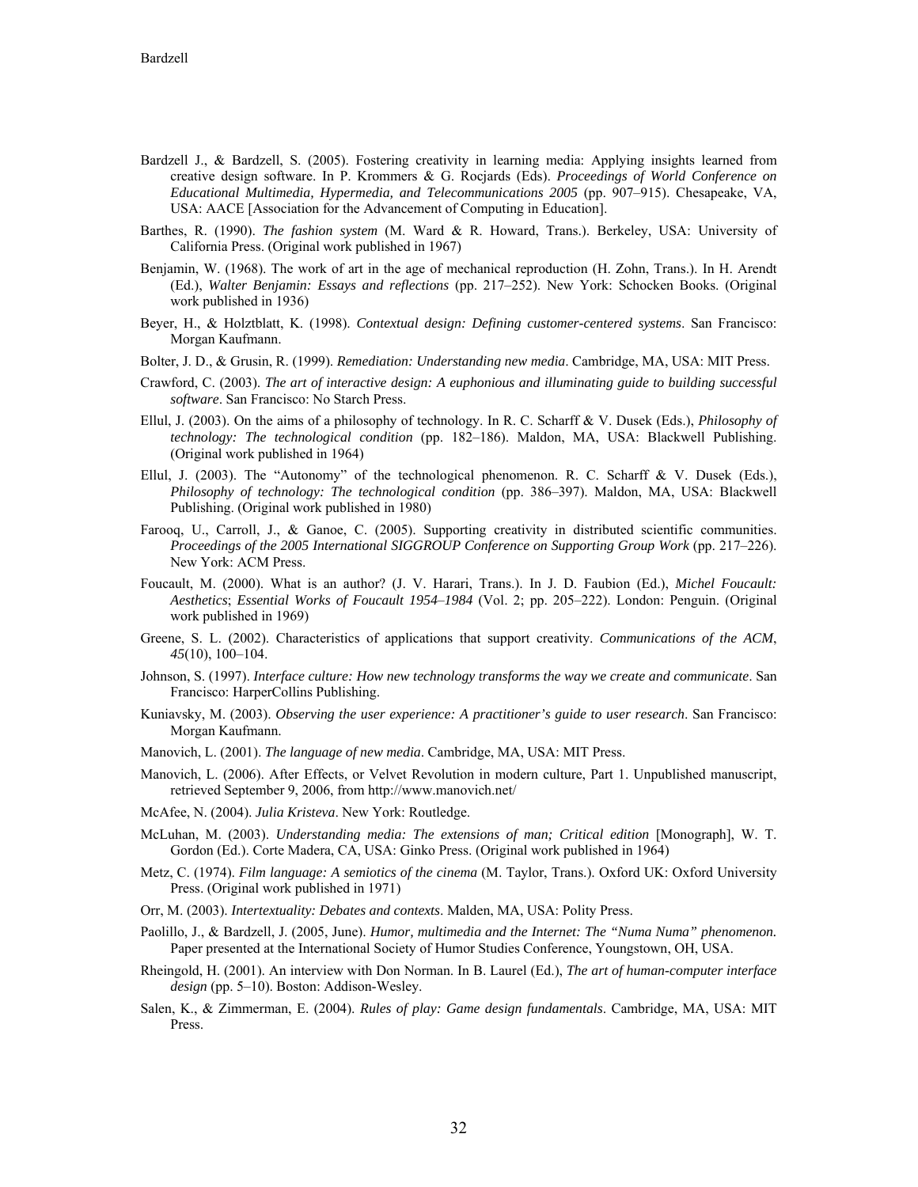Bardzell J., & Bardzell, S. (2005). Fostering creativity in learning media: Applying insights learned from creative design software. In P. Krommers & G. Rocjards (Eds). *Proceedings of World Conference on Educational Multimedia, Hypermedia, and Telecommunications 2005* (pp. 907–915). Chesapeake, VA, USA: AACE [Association for the Advancement of Computing in Education].

Barthes, R. (1990). *The fashion system* (M. Ward & R. Howard, Trans.). Berkeley, USA: University of California Press. (Original work published in 1967)

Benjamin, W. (1968). The work of art in the age of mechanical reproduction (H. Zohn, Trans.). In H. Arendt (Ed.), *Walter Benjamin: Essays and reflections* (pp. 217–252). New York: Schocken Books. (Original work published in 1936)

Beyer, H., & Holztblatt, K. (1998). *Contextual design: Defining customer-centered systems*. San Francisco: Morgan Kaufmann.

Bolter, J. D., & Grusin, R. (1999). *Remediation: Understanding new media*. Cambridge, MA, USA: MIT Press.

Crawford, C. (2003). *The art of interactive design: A euphonious and illuminating guide to building successful software*. San Francisco: No Starch Press.

Ellul, J. (2003). On the aims of a philosophy of technology. In R. C. Scharff & V. Dusek (Eds.), *Philosophy of technology: The technological condition* (pp. 182–186). Maldon, MA, USA: Blackwell Publishing. (Original work published in 1964)

Ellul, J. (2003). The "Autonomy" of the technological phenomenon. R. C. Scharff & V. Dusek (Eds.), *Philosophy of technology: The technological condition* (pp. 386–397). Maldon, MA, USA: Blackwell Publishing. (Original work published in 1980)

Farooq, U., Carroll, J., & Ganoe, C. (2005). Supporting creativity in distributed scientific communities. *Proceedings of the 2005 International SIGGROUP Conference on Supporting Group Work* (pp. 217–226). New York: ACM Press.

Foucault, M. (2000). What is an author? (J. V. Harari, Trans.). In J. D. Faubion (Ed.), *Michel Foucault: Aesthetics*; *Essential Works of Foucault 1954–1984* (Vol. 2; pp. 205–222). London: Penguin. (Original work published in 1969)

Greene, S. L. (2002). Characteristics of applications that support creativity. *Communications of the ACM*, *45*(10), 100–104.

Johnson, S. (1997). *Interface culture: How new technology transforms the way we create and communicate*. San Francisco: HarperCollins Publishing.

Kuniavsky, M. (2003). *Observing the user experience: A practitioner's guide to user research*. San Francisco: Morgan Kaufmann.

Manovich, L. (2001). *The language of new media*. Cambridge, MA, USA: MIT Press.

Manovich, L. (2006). After Effects, or Velvet Revolution in modern culture, Part 1. Unpublished manuscript, retrieved September 9, 2006, from http://www.manovich.net/

McAfee, N. (2004). *Julia Kristeva*. New York: Routledge.

McLuhan, M. (2003). *Understanding media: The extensions of man; Critical edition* [Monograph], W. T. Gordon (Ed.). Corte Madera, CA, USA: Ginko Press. (Original work published in 1964)

Metz, C. (1974). *Film language: A semiotics of the cinema* (M. Taylor, Trans.). Oxford UK: Oxford University Press. (Original work published in 1971)

Orr, M. (2003). *Intertextuality: Debates and contexts*. Malden, MA, USA: Polity Press.

Paolillo, J., & Bardzell, J. (2005, June). *Humor, multimedia and the Internet: The "Numa Numa" phenomenon.* Paper presented at the International Society of Humor Studies Conference, Youngstown, OH, USA.

Rheingold, H. (2001). An interview with Don Norman. In B. Laurel (Ed.), *The art of human-computer interface design* (pp. 5–10). Boston: Addison-Wesley.

Salen, K., & Zimmerman, E. (2004). *Rules of play: Game design fundamentals*. Cambridge, MA, USA: MIT Press.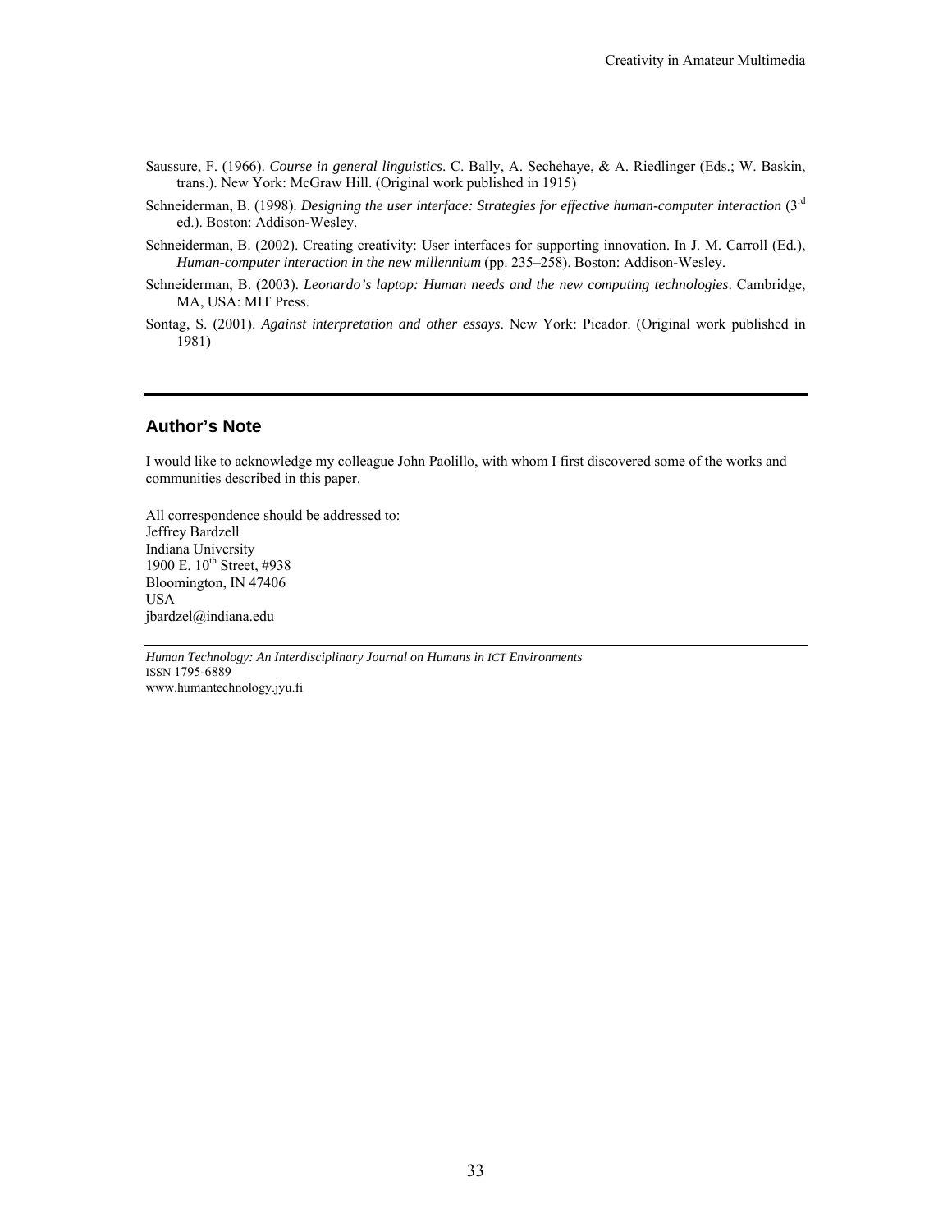Saussure, F. (1966). *Course in general linguistics*. C. Bally, A. Sechehaye, & A. Riedlinger (Eds.; W. Baskin, trans.). New York: McGraw Hill. (Original work published in 1915)

Schneiderman, B. (1998). *Designing the user interface: Strategies for effective human-computer interaction* (3rd ed.). Boston: Addison-Wesley.

Schneiderman, B. (2002). Creating creativity: User interfaces for supporting innovation. In J. M. Carroll (Ed.), *Human-computer interaction in the new millennium* (pp. 235–258). Boston: Addison-Wesley.

Schneiderman, B. (2003). *Leonardo's laptop: Human needs and the new computing technologies*. Cambridge, MA, USA: MIT Press.

Sontag, S. (2001). *Against interpretation and other essays*. New York: Picador. (Original work published in 1981)

---

## Author's Note

I would like to acknowledge my colleague John Paolillo, with whom I first discovered some of the works and communities described in this paper.

All correspondence should be addressed to:
Jeffrey Bardzell
Indiana University
1900 E. 10th Street, #938
Bloomington, IN 47406
USA
jbardzel@indiana.edu

---

*Human Technology: An Interdisciplinary Journal on Humans in ICT Environments*
ISSN 1795-6889
www.humantechnology.jyu.fi